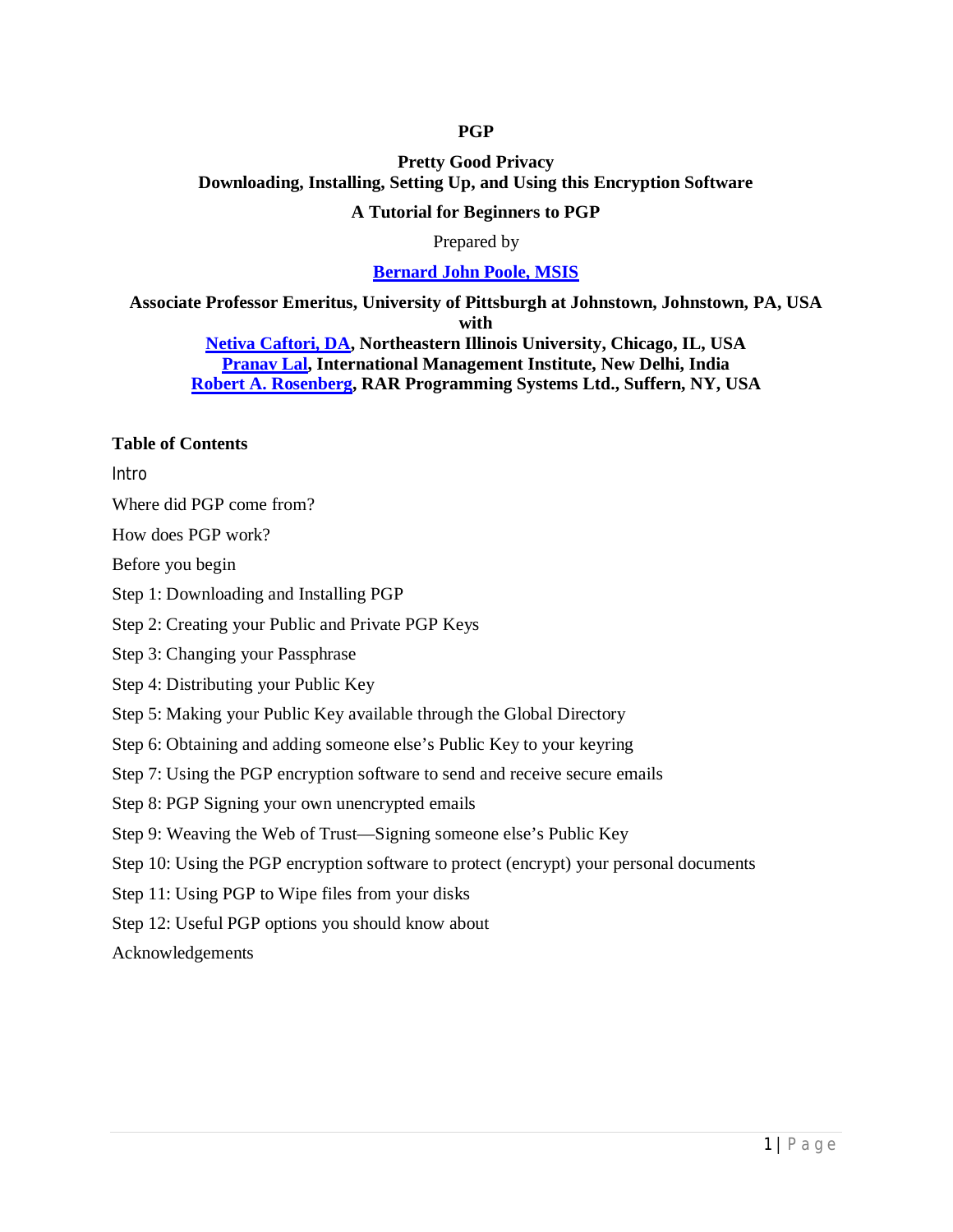# PGP

## Pretty Good Privacy
## Downloading, Installing, Setting Up, and Using this Encryption Software

### A Tutorial for Beginners to PGP

Prepared by

**Bernard John Poole, MSIS**

**Associate Professor Emeritus, University of Pittsburgh at Johnstown, Johnstown, PA, USA**
**with**
**Netiva Caftori, DA, Northeastern Illinois University, Chicago, IL, USA**
**Pranav Lal, International Management Institute, New Delhi, India**
**Robert A. Rosenberg, RAR Programming Systems Ltd., Suffern, NY, USA**

**Table of Contents**

Intro

Where did PGP come from?

How does PGP work?

Before you begin

Step 1: Downloading and Installing PGP

Step 2: Creating your Public and Private PGP Keys

Step 3: Changing your Passphrase

Step 4: Distributing your Public Key

Step 5: Making your Public Key available through the Global Directory

Step 6: Obtaining and adding someone else's Public Key to your keyring

Step 7: Using the PGP encryption software to send and receive secure emails

Step 8: PGP Signing your own unencrypted emails

Step 9: Weaving the Web of Trust—Signing someone else's Public Key

Step 10: Using the PGP encryption software to protect (encrypt) your personal documents

Step 11: Using PGP to Wipe files from your disks

Step 12: Useful PGP options you should know about

Acknowledgements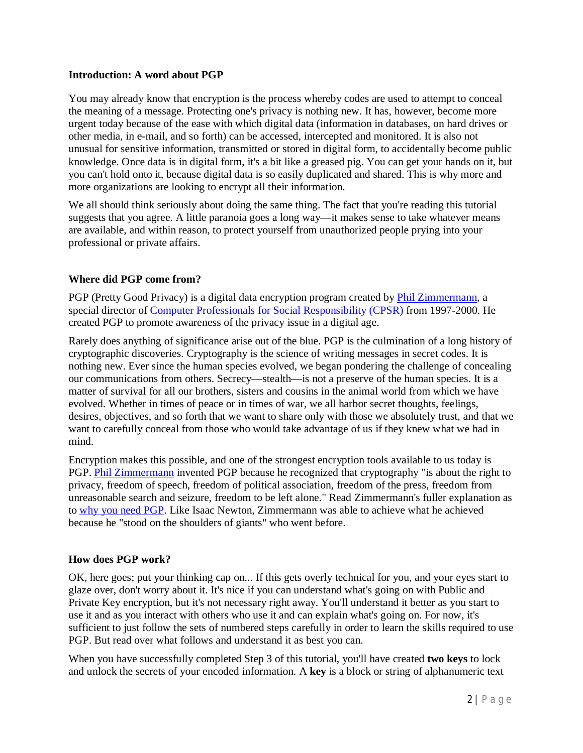### Introduction: A word about PGP

You may already know that encryption is the process whereby codes are used to attempt to conceal the meaning of a message. Protecting one's privacy is nothing new. It has, however, become more urgent today because of the ease with which digital data (information in databases, on hard drives or other media, in e-mail, and so forth) can be accessed, intercepted and monitored. It is also not unusual for sensitive information, transmitted or stored in digital form, to accidentally become public knowledge. Once data is in digital form, it's a bit like a greased pig. You can get your hands on it, but you can't hold onto it, because digital data is so easily duplicated and shared. This is why more and more organizations are looking to encrypt all their information.

We all should think seriously about doing the same thing. The fact that you're reading this tutorial suggests that you agree. A little paranoia goes a long way—it makes sense to take whatever means are available, and within reason, to protect yourself from unauthorized people prying into your professional or private affairs.

### Where did PGP come from?

PGP (Pretty Good Privacy) is a digital data encryption program created by Phil Zimmermann, a special director of Computer Professionals for Social Responsibility (CPSR) from 1997-2000. He created PGP to promote awareness of the privacy issue in a digital age.

Rarely does anything of significance arise out of the blue. PGP is the culmination of a long history of cryptographic discoveries. Cryptography is the science of writing messages in secret codes. It is nothing new. Ever since the human species evolved, we began pondering the challenge of concealing our communications from others. Secrecy—stealth—is not a preserve of the human species. It is a matter of survival for all our brothers, sisters and cousins in the animal world from which we have evolved. Whether in times of peace or in times of war, we all harbor secret thoughts, feelings, desires, objectives, and so forth that we want to share only with those we absolutely trust, and that we want to carefully conceal from those who would take advantage of us if they knew what we had in mind.

Encryption makes this possible, and one of the strongest encryption tools available to us today is PGP. Phil Zimmermann invented PGP because he recognized that cryptography "is about the right to privacy, freedom of speech, freedom of political association, freedom of the press, freedom from unreasonable search and seizure, freedom to be left alone." Read Zimmermann's fuller explanation as to why you need PGP. Like Isaac Newton, Zimmermann was able to achieve what he achieved because he "stood on the shoulders of giants" who went before.

### How does PGP work?

OK, here goes; put your thinking cap on... If this gets overly technical for you, and your eyes start to glaze over, don't worry about it. It's nice if you can understand what's going on with Public and Private Key encryption, but it's not necessary right away. You'll understand it better as you start to use it and as you interact with others who use it and can explain what's going on. For now, it's sufficient to just follow the sets of numbered steps carefully in order to learn the skills required to use PGP. But read over what follows and understand it as best you can.

When you have successfully completed Step 3 of this tutorial, you'll have created **two keys** to lock and unlock the secrets of your encoded information. A **key** is a block or string of alphanumeric text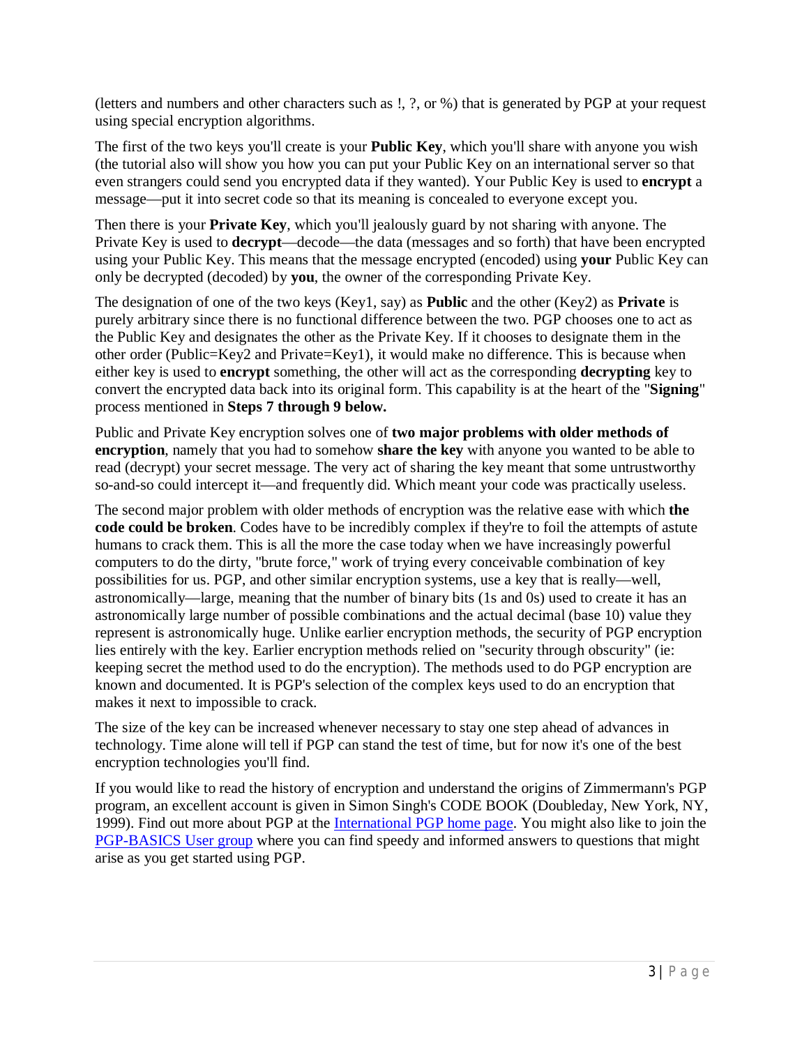(letters and numbers and other characters such as !, ?, or %) that is generated by PGP at your request using special encryption algorithms.

The first of the two keys you'll create is your **Public Key**, which you'll share with anyone you wish (the tutorial also will show you how you can put your Public Key on an international server so that even strangers could send you encrypted data if they wanted). Your Public Key is used to **encrypt** a message—put it into secret code so that its meaning is concealed to everyone except you.

Then there is your **Private Key**, which you'll jealously guard by not sharing with anyone. The Private Key is used to **decrypt**—decode—the data (messages and so forth) that have been encrypted using your Public Key. This means that the message encrypted (encoded) using **your** Public Key can only be decrypted (decoded) by **you**, the owner of the corresponding Private Key.

The designation of one of the two keys (Key1, say) as **Public** and the other (Key2) as **Private** is purely arbitrary since there is no functional difference between the two. PGP chooses one to act as the Public Key and designates the other as the Private Key. If it chooses to designate them in the other order (Public=Key2 and Private=Key1), it would make no difference. This is because when either key is used to **encrypt** something, the other will act as the corresponding **decrypting** key to convert the encrypted data back into its original form. This capability is at the heart of the "**Signing**" process mentioned in **Steps 7 through 9 below.**

Public and Private Key encryption solves one of **two major problems with older methods of encryption**, namely that you had to somehow **share the key** with anyone you wanted to be able to read (decrypt) your secret message. The very act of sharing the key meant that some untrustworthy so-and-so could intercept it—and frequently did. Which meant your code was practically useless.

The second major problem with older methods of encryption was the relative ease with which **the code could be broken**. Codes have to be incredibly complex if they're to foil the attempts of astute humans to crack them. This is all the more the case today when we have increasingly powerful computers to do the dirty, "brute force," work of trying every conceivable combination of key possibilities for us. PGP, and other similar encryption systems, use a key that is really—well, astronomically—large, meaning that the number of binary bits (1s and 0s) used to create it has an astronomically large number of possible combinations and the actual decimal (base 10) value they represent is astronomically huge. Unlike earlier encryption methods, the security of PGP encryption lies entirely with the key. Earlier encryption methods relied on "security through obscurity" (ie: keeping secret the method used to do the encryption). The methods used to do PGP encryption are known and documented. It is PGP's selection of the complex keys used to do an encryption that makes it next to impossible to crack.

The size of the key can be increased whenever necessary to stay one step ahead of advances in technology. Time alone will tell if PGP can stand the test of time, but for now it's one of the best encryption technologies you'll find.

If you would like to read the history of encryption and understand the origins of Zimmermann's PGP program, an excellent account is given in Simon Singh's CODE BOOK (Doubleday, New York, NY, 1999). Find out more about PGP at the International PGP home page. You might also like to join the PGP-BASICS User group where you can find speedy and informed answers to questions that might arise as you get started using PGP.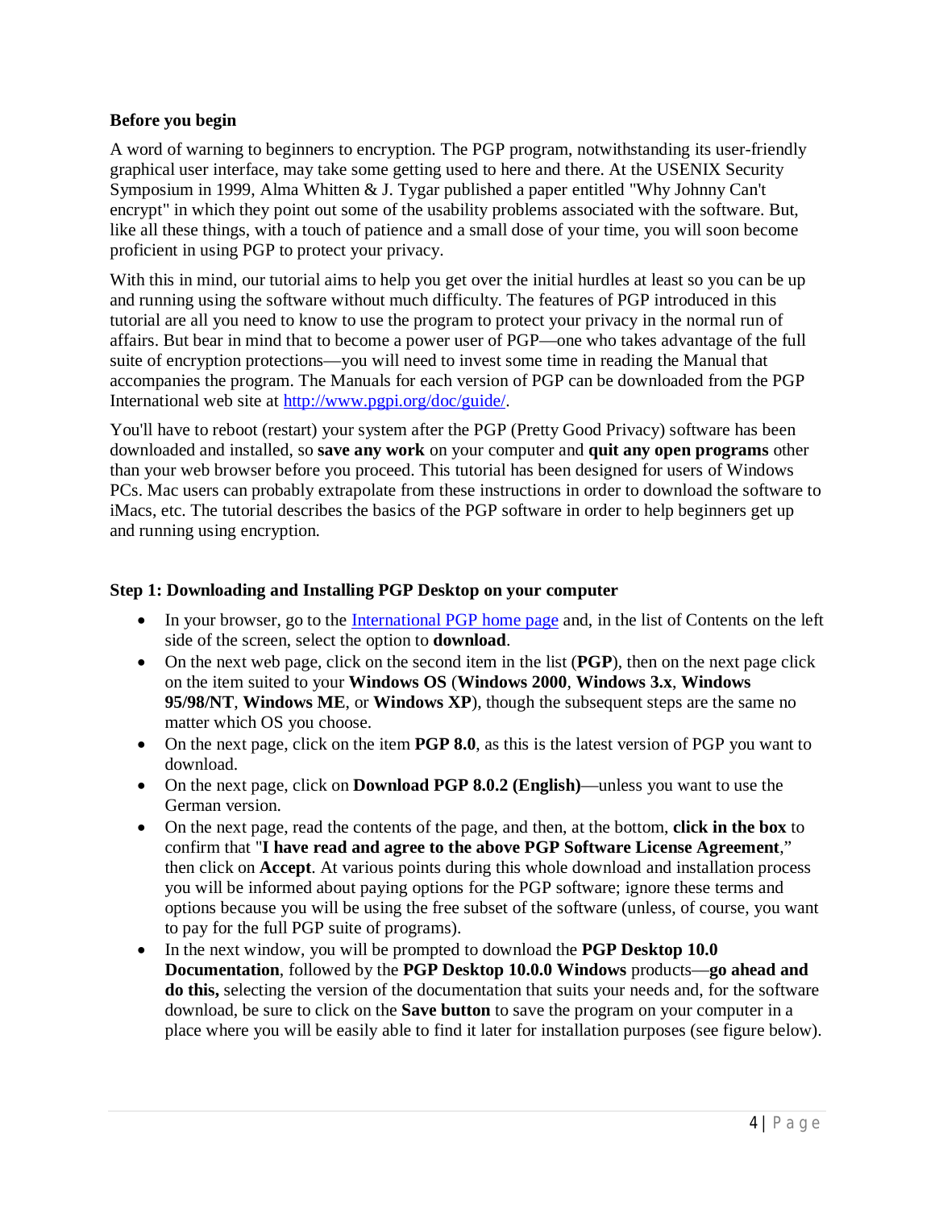**Before you begin**

A word of warning to beginners to encryption. The PGP program, notwithstanding its user-friendly graphical user interface, may take some getting used to here and there. At the USENIX Security Symposium in 1999, Alma Whitten & J. Tygar published a paper entitled "Why Johnny Can't encrypt" in which they point out some of the usability problems associated with the software. But, like all these things, with a touch of patience and a small dose of your time, you will soon become proficient in using PGP to protect your privacy.

With this in mind, our tutorial aims to help you get over the initial hurdles at least so you can be up and running using the software without much difficulty. The features of PGP introduced in this tutorial are all you need to know to use the program to protect your privacy in the normal run of affairs. But bear in mind that to become a power user of PGP—one who takes advantage of the full suite of encryption protections—you will need to invest some time in reading the Manual that accompanies the program. The Manuals for each version of PGP can be downloaded from the PGP International web site at [http://www.pgpi.org/doc/guide/](http://www.pgpi.org/doc/guide/).

You'll have to reboot (restart) your system after the PGP (Pretty Good Privacy) software has been downloaded and installed, so **save any work** on your computer and **quit any open programs** other than your web browser before you proceed. This tutorial has been designed for users of Windows PCs. Mac users can probably extrapolate from these instructions in order to download the software to iMacs, etc. The tutorial describes the basics of the PGP software in order to help beginners get up and running using encryption.

**Step 1: Downloading and Installing PGP Desktop on your computer**

- In your browser, go to the International PGP home page and, in the list of Contents on the left side of the screen, select the option to **download**.
- On the next web page, click on the second item in the list (**PGP**), then on the next page click on the item suited to your **Windows OS** (**Windows 2000**, **Windows 3.x**, **Windows 95/98/NT**, **Windows ME**, or **Windows XP**), though the subsequent steps are the same no matter which OS you choose.
- On the next page, click on the item **PGP 8.0**, as this is the latest version of PGP you want to download.
- On the next page, click on **Download PGP 8.0.2 (English)**—unless you want to use the German version.
- On the next page, read the contents of the page, and then, at the bottom, **click in the box** to confirm that "**I have read and agree to the above PGP Software License Agreement**," then click on **Accept**. At various points during this whole download and installation process you will be informed about paying options for the PGP software; ignore these terms and options because you will be using the free subset of the software (unless, of course, you want to pay for the full PGP suite of programs).
- In the next window, you will be prompted to download the **PGP Desktop 10.0 Documentation**, followed by the **PGP Desktop 10.0.0 Windows** products—**go ahead and do this,** selecting the version of the documentation that suits your needs and, for the software download, be sure to click on the **Save button** to save the program on your computer in a place where you will be easily able to find it later for installation purposes (see figure below).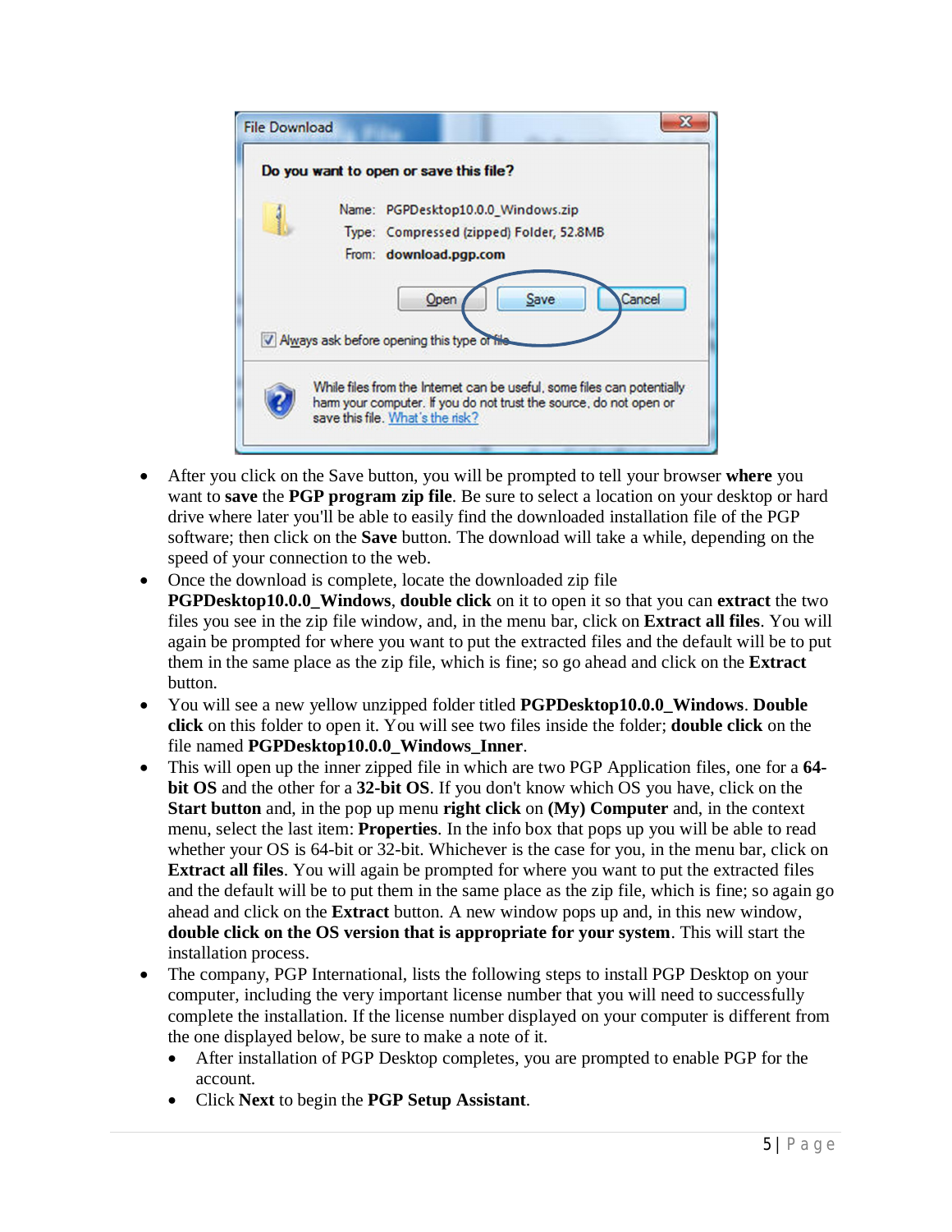- After you click on the Save button, you will be prompted to tell your browser **where** you want to **save** the **PGP program zip file**. Be sure to select a location on your desktop or hard drive where later you'll be able to easily find the downloaded installation file of the PGP software; then click on the **Save** button. The download will take a while, depending on the speed of your connection to the web.
- Once the download is complete, locate the downloaded zip file **PGPDesktop10.0.0_Windows**, **double click** on it to open it so that you can **extract** the two files you see in the zip file window, and, in the menu bar, click on **Extract all files**. You will again be prompted for where you want to put the extracted files and the default will be to put them in the same place as the zip file, which is fine; so go ahead and click on the **Extract** button.
- You will see a new yellow unzipped folder titled **PGPDesktop10.0.0_Windows**. **Double click** on this folder to open it. You will see two files inside the folder; **double click** on the file named **PGPDesktop10.0.0_Windows_Inner**.
- This will open up the inner zipped file in which are two PGP Application files, one for a **64-bit OS** and the other for a **32-bit OS**. If you don't know which OS you have, click on the **Start button** and, in the pop up menu **right click** on **(My) Computer** and, in the context menu, select the last item: **Properties**. In the info box that pops up you will be able to read whether your OS is 64-bit or 32-bit. Whichever is the case for you, in the menu bar, click on **Extract all files**. You will again be prompted for where you want to put the extracted files and the default will be to put them in the same place as the zip file, which is fine; so again go ahead and click on the **Extract** button. A new window pops up and, in this new window, **double click on the OS version that is appropriate for your system**. This will start the installation process.
- The company, PGP International, lists the following steps to install PGP Desktop on your computer, including the very important license number that you will need to successfully complete the installation. If the license number displayed on your computer is different from the one displayed below, be sure to make a note of it.
  - After installation of PGP Desktop completes, you are prompted to enable PGP for the account.
  - Click **Next** to begin the **PGP Setup Assistant**.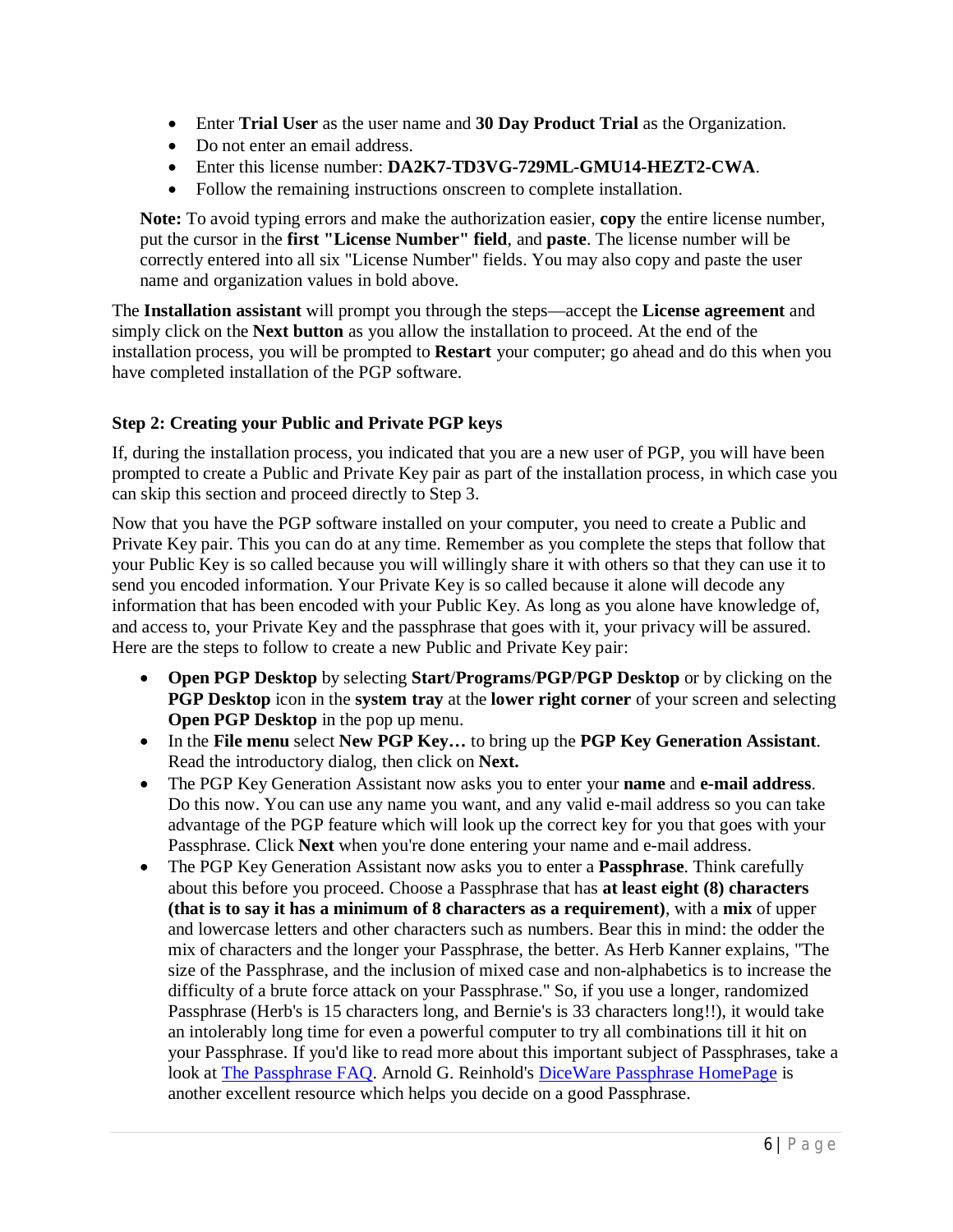- Enter **Trial User** as the user name and **30 Day Product Trial** as the Organization.
- Do not enter an email address.
- Enter this license number: **DA2K7-TD3VG-729ML-GMU14-HEZT2-CWA**.
- Follow the remaining instructions onscreen to complete installation.

**Note:** To avoid typing errors and make the authorization easier, **copy** the entire license number, put the cursor in the **first "License Number" field**, and **paste**. The license number will be correctly entered into all six "License Number" fields. You may also copy and paste the user name and organization values in bold above.

The **Installation assistant** will prompt you through the steps—accept the **License agreement** and simply click on the **Next button** as you allow the installation to proceed. At the end of the installation process, you will be prompted to **Restart** your computer; go ahead and do this when you have completed installation of the PGP software.

### Step 2: Creating your Public and Private PGP keys

If, during the installation process, you indicated that you are a new user of PGP, you will have been prompted to create a Public and Private Key pair as part of the installation process, in which case you can skip this section and proceed directly to Step 3.

Now that you have the PGP software installed on your computer, you need to create a Public and Private Key pair. This you can do at any time. Remember as you complete the steps that follow that your Public Key is so called because you will willingly share it with others so that they can use it to send you encoded information. Your Private Key is so called because it alone will decode any information that has been encoded with your Public Key. As long as you alone have knowledge of, and access to, your Private Key and the passphrase that goes with it, your privacy will be assured. Here are the steps to follow to create a new Public and Private Key pair:

- **Open PGP Desktop** by selecting **Start**/**Programs**/**PGP**/**PGP Desktop** or by clicking on the **PGP Desktop** icon in the **system tray** at the **lower right corner** of your screen and selecting **Open PGP Desktop** in the pop up menu.
- In the **File menu** select **New PGP Key…** to bring up the **PGP Key Generation Assistant**. Read the introductory dialog, then click on **Next.**
- The PGP Key Generation Assistant now asks you to enter your **name** and **e-mail address**. Do this now. You can use any name you want, and any valid e-mail address so you can take advantage of the PGP feature which will look up the correct key for you that goes with your Passphrase. Click **Next** when you're done entering your name and e-mail address.
- The PGP Key Generation Assistant now asks you to enter a **Passphrase**. Think carefully about this before you proceed. Choose a Passphrase that has **at least eight (8) characters (that is to say it has a minimum of 8 characters as a requirement)**, with a **mix** of upper and lowercase letters and other characters such as numbers. Bear this in mind: the odder the mix of characters and the longer your Passphrase, the better. As Herb Kanner explains, "The size of the Passphrase, and the inclusion of mixed case and non-alphabetics is to increase the difficulty of a brute force attack on your Passphrase." So, if you use a longer, randomized Passphrase (Herb's is 15 characters long, and Bernie's is 33 characters long!!), it would take an intolerably long time for even a powerful computer to try all combinations till it hit on your Passphrase. If you'd like to read more about this important subject of Passphrases, take a look at The Passphrase FAQ. Arnold G. Reinhold's DiceWare Passphrase HomePage is another excellent resource which helps you decide on a good Passphrase.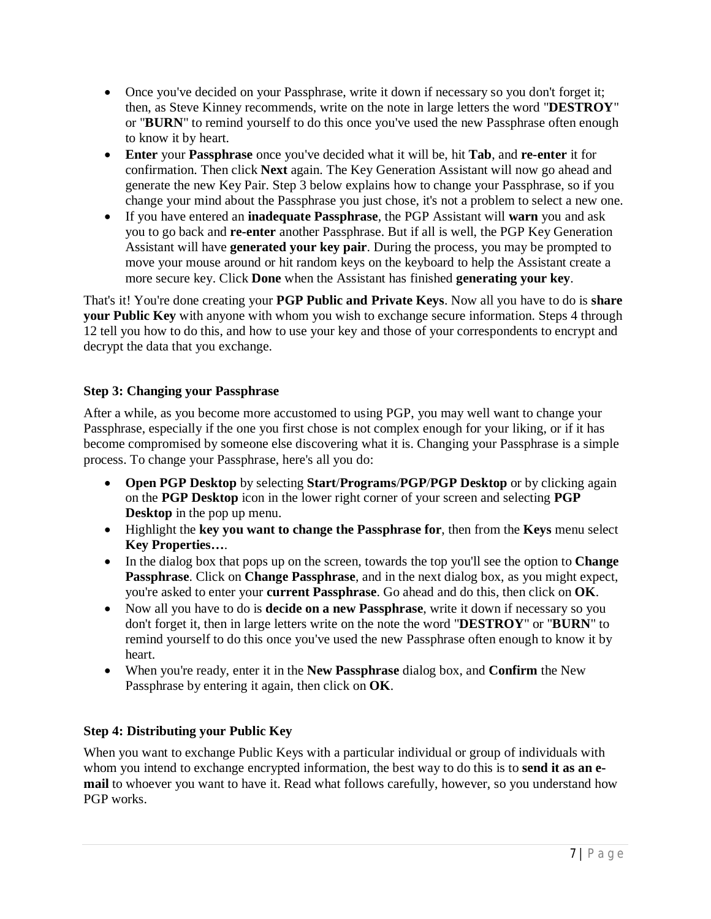- Once you've decided on your Passphrase, write it down if necessary so you don't forget it; then, as Steve Kinney recommends, write on the note in large letters the word "**DESTROY**" or "**BURN**" to remind yourself to do this once you've used the new Passphrase often enough to know it by heart.
- **Enter** your **Passphrase** once you've decided what it will be, hit **Tab**, and **re-enter** it for confirmation. Then click **Next** again. The Key Generation Assistant will now go ahead and generate the new Key Pair. Step 3 below explains how to change your Passphrase, so if you change your mind about the Passphrase you just chose, it's not a problem to select a new one.
- If you have entered an **inadequate Passphrase**, the PGP Assistant will **warn** you and ask you to go back and **re-enter** another Passphrase. But if all is well, the PGP Key Generation Assistant will have **generated your key pair**. During the process, you may be prompted to move your mouse around or hit random keys on the keyboard to help the Assistant create a more secure key. Click **Done** when the Assistant has finished **generating your key**.

That's it! You're done creating your **PGP Public and Private Keys**. Now all you have to do is **share your Public Key** with anyone with whom you wish to exchange secure information. Steps 4 through 12 tell you how to do this, and how to use your key and those of your correspondents to encrypt and decrypt the data that you exchange.

### Step 3: Changing your Passphrase

After a while, as you become more accustomed to using PGP, you may well want to change your Passphrase, especially if the one you first chose is not complex enough for your liking, or if it has become compromised by someone else discovering what it is. Changing your Passphrase is a simple process. To change your Passphrase, here's all you do:

- **Open PGP Desktop** by selecting **Start/Programs/PGP/PGP Desktop** or by clicking again on the **PGP Desktop** icon in the lower right corner of your screen and selecting **PGP Desktop** in the pop up menu.
- Highlight the **key you want to change the Passphrase for**, then from the **Keys** menu select **Key Properties…**.
- In the dialog box that pops up on the screen, towards the top you'll see the option to **Change Passphrase**. Click on **Change Passphrase**, and in the next dialog box, as you might expect, you're asked to enter your **current Passphrase**. Go ahead and do this, then click on **OK**.
- Now all you have to do is **decide on a new Passphrase**, write it down if necessary so you don't forget it, then in large letters write on the note the word "**DESTROY**" or "**BURN**" to remind yourself to do this once you've used the new Passphrase often enough to know it by heart.
- When you're ready, enter it in the **New Passphrase** dialog box, and **Confirm** the New Passphrase by entering it again, then click on **OK**.

### Step 4: Distributing your Public Key

When you want to exchange Public Keys with a particular individual or group of individuals with whom you intend to exchange encrypted information, the best way to do this is to **send it as an e-mail** to whoever you want to have it. Read what follows carefully, however, so you understand how PGP works.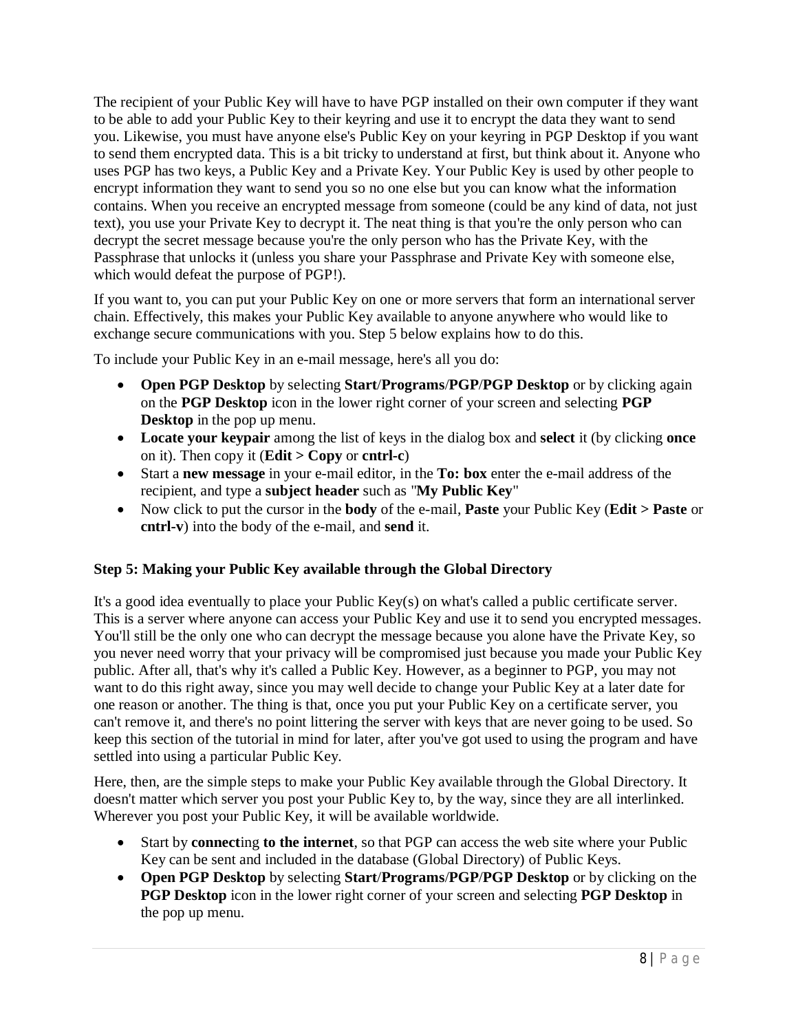The recipient of your Public Key will have to have PGP installed on their own computer if they want to be able to add your Public Key to their keyring and use it to encrypt the data they want to send you. Likewise, you must have anyone else's Public Key on your keyring in PGP Desktop if you want to send them encrypted data. This is a bit tricky to understand at first, but think about it. Anyone who uses PGP has two keys, a Public Key and a Private Key. Your Public Key is used by other people to encrypt information they want to send you so no one else but you can know what the information contains. When you receive an encrypted message from someone (could be any kind of data, not just text), you use your Private Key to decrypt it. The neat thing is that you're the only person who can decrypt the secret message because you're the only person who has the Private Key, with the Passphrase that unlocks it (unless you share your Passphrase and Private Key with someone else, which would defeat the purpose of PGP!).

If you want to, you can put your Public Key on one or more servers that form an international server chain. Effectively, this makes your Public Key available to anyone anywhere who would like to exchange secure communications with you. Step 5 below explains how to do this.

To include your Public Key in an e-mail message, here's all you do:

- **Open PGP Desktop** by selecting **Start**/**Programs**/**PGP**/**PGP Desktop** or by clicking again on the **PGP Desktop** icon in the lower right corner of your screen and selecting **PGP Desktop** in the pop up menu.
- **Locate your keypair** among the list of keys in the dialog box and **select** it (by clicking **once** on it). Then copy it (**Edit > Copy** or **cntrl-c**)
- Start a **new message** in your e-mail editor, in the **To: box** enter the e-mail address of the recipient, and type a **subject header** such as "**My Public Key**"
- Now click to put the cursor in the **body** of the e-mail, **Paste** your Public Key (**Edit > Paste** or **cntrl-v**) into the body of the e-mail, and **send** it.

### Step 5: Making your Public Key available through the Global Directory

It's a good idea eventually to place your Public Key(s) on what's called a public certificate server. This is a server where anyone can access your Public Key and use it to send you encrypted messages. You'll still be the only one who can decrypt the message because you alone have the Private Key, so you never need worry that your privacy will be compromised just because you made your Public Key public. After all, that's why it's called a Public Key. However, as a beginner to PGP, you may not want to do this right away, since you may well decide to change your Public Key at a later date for one reason or another. The thing is that, once you put your Public Key on a certificate server, you can't remove it, and there's no point littering the server with keys that are never going to be used. So keep this section of the tutorial in mind for later, after you've got used to using the program and have settled into using a particular Public Key.

Here, then, are the simple steps to make your Public Key available through the Global Directory. It doesn't matter which server you post your Public Key to, by the way, since they are all interlinked. Wherever you post your Public Key, it will be available worldwide.

- Start by **connect**ing **to the internet**, so that PGP can access the web site where your Public Key can be sent and included in the database (Global Directory) of Public Keys.
- **Open PGP Desktop** by selecting **Start**/**Programs**/**PGP**/**PGP Desktop** or by clicking on the **PGP Desktop** icon in the lower right corner of your screen and selecting **PGP Desktop** in the pop up menu.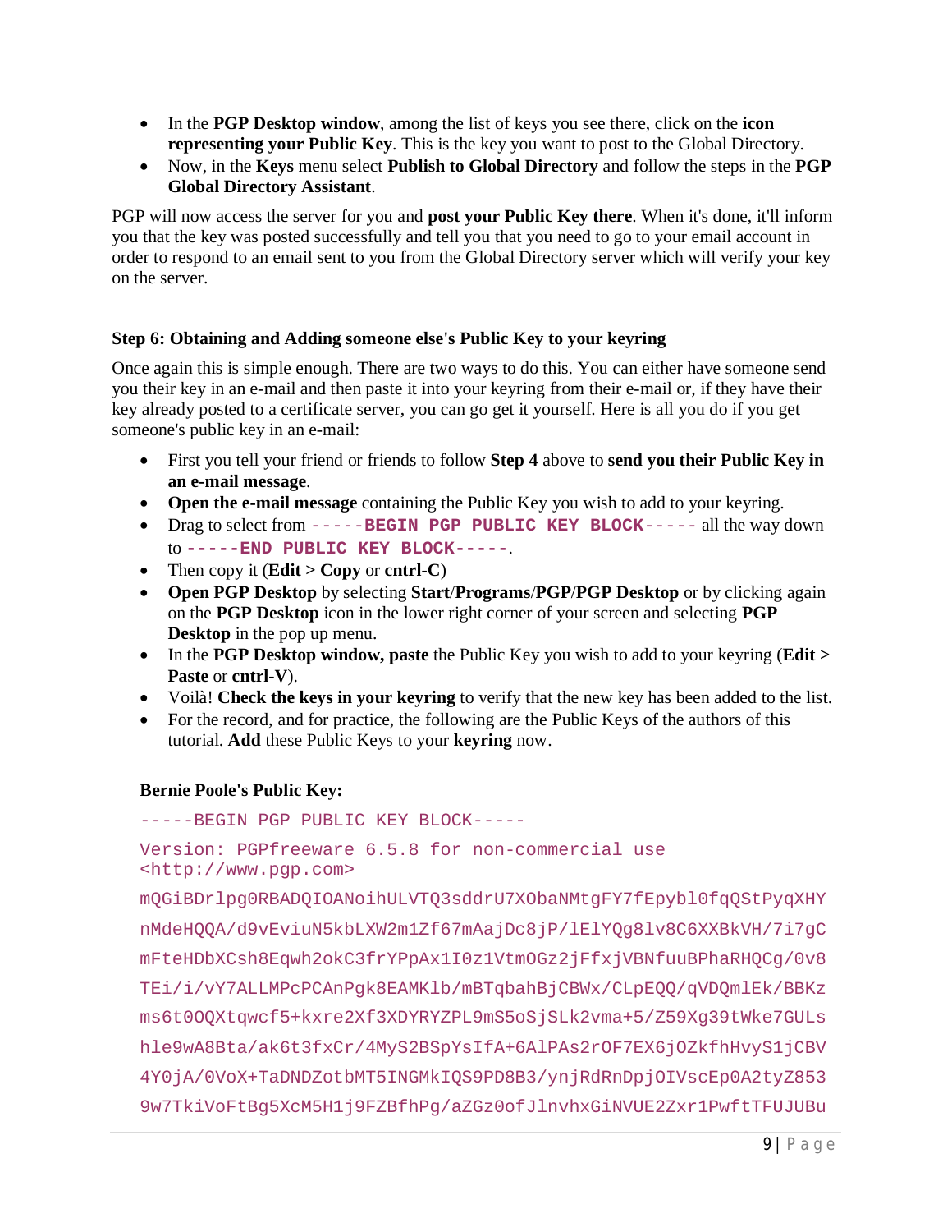- In the **PGP Desktop window**, among the list of keys you see there, click on the **icon representing your Public Key**. This is the key you want to post to the Global Directory.
- Now, in the **Keys** menu select **Publish to Global Directory** and follow the steps in the **PGP Global Directory Assistant**.

PGP will now access the server for you and **post your Public Key there**. When it's done, it'll inform you that the key was posted successfully and tell you that you need to go to your email account in order to respond to an email sent to you from the Global Directory server which will verify your key on the server.

### Step 6: Obtaining and Adding someone else's Public Key to your keyring

Once again this is simple enough. There are two ways to do this. You can either have someone send you their key in an e-mail and then paste it into your keyring from their e-mail or, if they have their key already posted to a certificate server, you can go get it yourself. Here is all you do if you get someone's public key in an e-mail:

- First you tell your friend or friends to follow **Step 4** above to **send you their Public Key in an e-mail message**.
- **Open the e-mail message** containing the Public Key you wish to add to your keyring.
- Drag to select from `-----BEGIN PGP PUBLIC KEY BLOCK-----` all the way down to `-----END PUBLIC KEY BLOCK-----`.
- Then copy it (**Edit > Copy** or **cntrl-C**)
- **Open PGP Desktop** by selecting **Start**/**Programs**/**PGP**/**PGP Desktop** or by clicking again on the **PGP Desktop** icon in the lower right corner of your screen and selecting **PGP Desktop** in the pop up menu.
- In the **PGP Desktop window, paste** the Public Key you wish to add to your keyring (**Edit > Paste** or **cntrl-V**).
- Voilà! **Check the keys in your keyring** to verify that the new key has been added to the list.
- For the record, and for practice, the following are the Public Keys of the authors of this tutorial. **Add** these Public Keys to your **keyring** now.

**Bernie Poole's Public Key:**

```
-----BEGIN PGP PUBLIC KEY BLOCK-----
Version: PGPfreeware 6.5.8 for non-commercial use
<http://www.pgp.com>
mQGiBDrlpg0RBADQIOANoihULVTQ3sddrU7XObaNMtgFY7fEpybl0fqQStPyqXHY
nMdeHQQA/d9vEviuN5kbLXW2m1Zf67mAajDc8jP/lElYQg8lv8C6XXBkVH/7i7gC
mFteHDbXCsh8Eqwh2okC3frYPpAx1I0z1VtmOGz2jFfxjVBNfuuBPhaRHQCg/0v8
TEi/i/vY7ALLMPcPCAnPgk8EAMKlb/mBTqbahBjCBWx/CLpEQQ/qVDQmlEk/BBKz
ms6t0OQXtqwcf5+kxre2Xf3XDYRYZPL9mS5oSjSLk2vma+5/Z59Xg39tWke7GULs
hle9wA8Bta/ak6t3fxCr/4MyS2BSpYsIfA+6AlPAs2rOF7EX6jOZkfhHvyS1jCBV
4Y0jA/0VoX+TaDNDZotbMT5INGMkIQS9PD8B3/ynjRdRnDpjOIVscEp0A2tyZ853
9w7TkiVoFtBg5XcM5H1j9FZBfhPg/aZGz0ofJlnvhxGiNVUE2Zxr1PwftTFUJUBu
```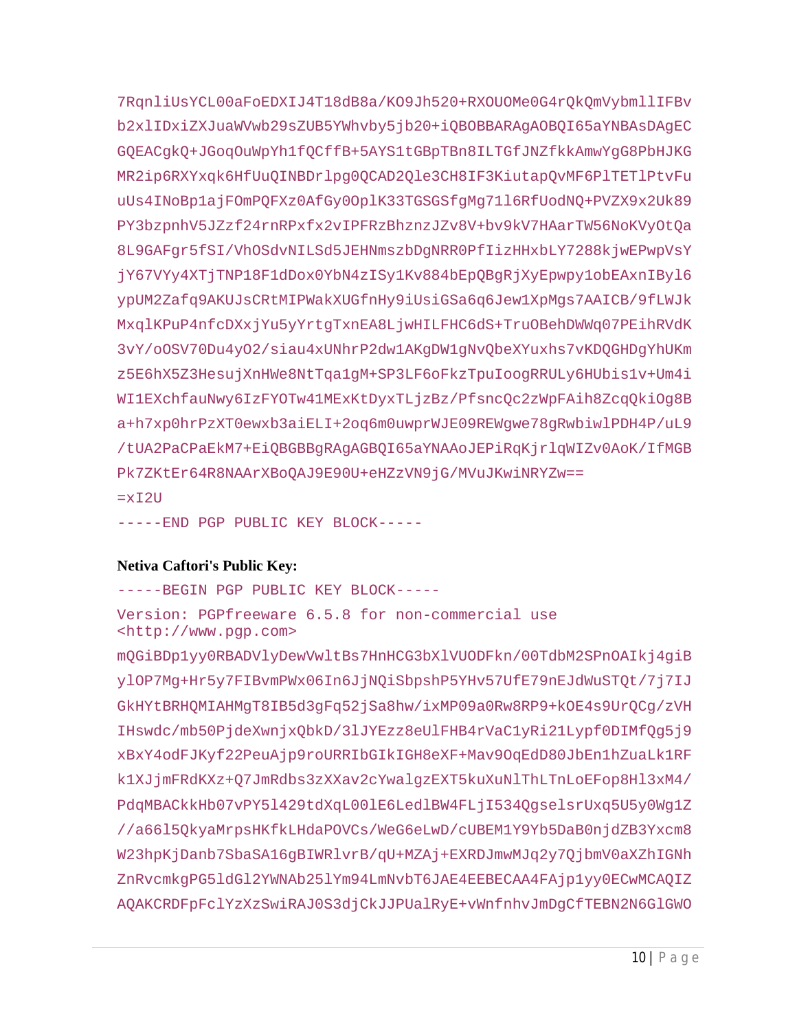```
7RqnliUsYCL00aFoEDXIJ4T18dB8a/KO9Jh520+RXOUOMe0G4rQkQmVybmllIFBv
b2xlIDxiZXJuaWVwb29sZUB5YWhvby5jb20+iQBOBBARAgAOBQI65aYNBAsDAgEC
GQEACgkQ+JGoqOuWpYh1fQCffB+5AYS1tGBpTBn8ILTGfJNZfkkAmwYgG8PbHJKG
MR2ip6RXYxqk6HfUuQINBDrlpg0QCAD2Qle3CH8IF3KiutapQvMF6PlTETlPtvFu
uUs4INoBp1ajFOmPQFXz0AfGy0OplK33TGSGSfgMg71l6RfUodNQ+PVZX9x2Uk89
PY3bzpnhV5JZzf24rnRPxfx2vIPFRzBhznzJZv8V+bv9kV7HAarTW56NoKVyOtQa
8L9GAFgr5fSI/VhOSdvNILSd5JEHNmszbDgNRR0PfIizHHxbLY7288kjwEPwpVsY
jY67VYy4XTjTNP18F1dDox0YbN4zISy1Kv884bEpQBgRjXyEpwpy1obEAxnIByl6
ypUM2Zafq9AKUJsCRtMIPWakXUGfnHy9iUsiGSa6q6Jew1XpMgs7AAICB/9fLWJk
MxqlKPuP4nfcDXxjYu5yYrtgTxnEA8LjwHILFHC6dS+TruOBehDWWq07PEihRVdK
3vY/oOSV70Du4yO2/siau4xUNhrP2dw1AKgDW1gNvQbeXYuxhs7vKDQGHDgYhUKm
z5E6hX5Z3HesujXnHWe8NtTqa1gM+SP3LF6oFkzTpuIoogRRULy6HUbis1v+Um4i
WI1EXchfauNwy6IzFYOTw41MExKtDyxTLjzBz/PfsncQc2zWpFAih8ZcqQkiOg8B
a+h7xp0hrPzXT0ewxb3aiELI+2oq6m0uwprWJE09REWgwe78gRwbiwlPDH4P/uL9
/tUA2PaCPaEkM7+EiQBGBBgRAgAGBQI65aYNAAoJEPiRqKjrlqWIZv0AoK/IfMGB
Pk7ZKtEr64R8NAArXBoQAJ9E90U+eHZzVN9jG/MVuJKwiNRYZw==
=xI2U
-----END PGP PUBLIC KEY BLOCK-----
```

**Netiva Caftori's Public Key:**

```
-----BEGIN PGP PUBLIC KEY BLOCK-----
Version: PGPfreeware 6.5.8 for non-commercial use
<http://www.pgp.com>
mQGiBDp1yy0RBADVlyDewVwltBs7HnHCG3bXlVUODFkn/00TdbM2SPnOAIkj4giB
ylOP7Mg+Hr5y7FIBvmPWx06In6JjNQiSbpshP5YHv57UfE79nEJdWuSTQt/7j7IJ
GkHYtBRHQMIAHMgT8IB5d3gFq52jSa8hw/ixMP09a0Rw8RP9+kOE4s9UrQCg/zVH
IHswdc/mb50PjdeXwnjxQbkD/3lJYEzz8eUlFHB4rVaC1yRi21Lypf0DIMfQg5j9
xBxY4odFJKyf22PeuAjp9roURRIbGIkIGH8eXF+Mav9OqEdD80JbEn1hZuaLk1RF
k1XJjmFRdKXz+Q7JmRdbs3zXXav2cYwalgzEXT5kuXuNlThLTnLoEFop8Hl3xM4/
PdqMBACkkHb07vPY5l429tdXqL00lE6LedlBW4FLjI534QgselsrUxq5U5y0Wg1Z
//a66l5QkyaMrpsHKfkLHdaPOVCs/WeG6eLwD/cUBEM1Y9Yb5DaB0njdZB3Yxcm8
W23hpKjDanb7SbaSA16gBIWRlvrB/qU+MZAj+EXRDJmwMJq2y7QjbmV0aXZhIGNh
ZnRvcmkgPG5ldGl2YWNAb25lYm94LmNvbT6JAE4EEBECAA4FAjp1yy0ECwMCAQIZ
AQAKCRDFpFclYzXzSwiRAJ0S3djCkJJPUalRyE+vWnfnhvJmDgCfTEBN2N6GlGWO
```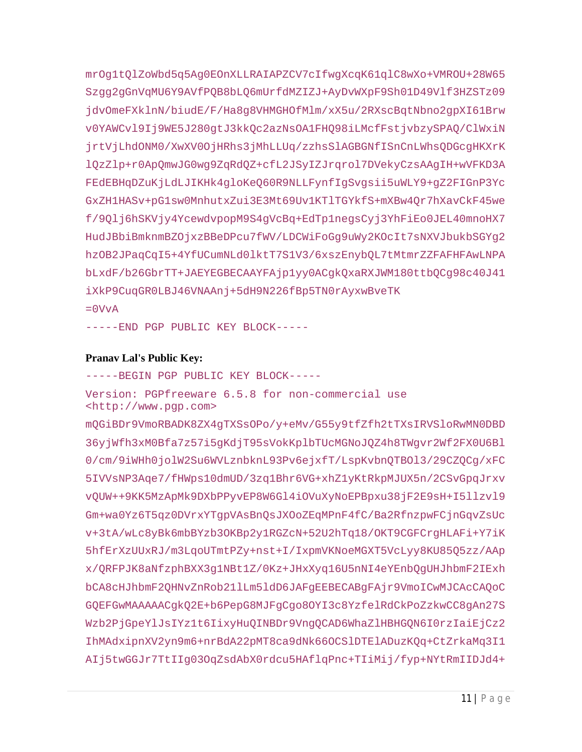```
mrOg1tQlZoWbd5q5Ag0EOnXLLRAIAPZCV7cIfwgXcqK61qlC8wXo+VMROU+28W65
Szgg2gGnVqMU6Y9AVfPQB8bLQ6mUrfdMZIZJ+AyDvWXpF9Sh01D49Vlf3HZSTz09
jdvOmeFXklnN/biudE/F/Ha8g8VHMGHOfMlm/xX5u/2RXscBqtNbno2gpXI61Brw
v0YAWCvl9Ij9WE5J280gtJ3kkQc2azNsOA1FHQ98iLMcfFstjvbzySPAQ/ClWxiN
jrtVjLhdONM0/XwXV0OjHRhs3jMhLLUq/zzhsSlAGBGNfISnCnLWhsQDGcgHKXrK
lQzZlp+r0ApQmwJG0wg9ZqRdQZ+cfL2JSyIZJrqrol7DVekyCzsAAgIH+wVFKD3A
FEdEBHqDZuKjLdLJIKHk4gloKeQ60R9NLLFynfIgSvgsii5uWLY9+gZ2FIGnP3Yc
GxZH1HASv+pG1sw0MnhutxZui3E3Mt69Uv1KTlTGYkfS+mXBw4Qr7hXavCkF45we
f/9Qlj6hSKVjy4YcewdvpopM9S4gVcBq+EdTp1negsCyj3YhFiEo0JEL40mnoHX7
HudJBbiBmknmBZOjxzBBeDPcu7fWV/LDCWiFoGg9uWy2KOcIt7sNXVJbukbSGYg2
hzOB2JPaqCqI5+4YfUCumNLd0lktT7S1V3/6xszEnybQL7tMtmrZZFAFHFAwLNPA
bLxdF/b26GbrTT+JAEYEGBECAAYFAjp1yy0ACgkQxaRXJWM180ttbQCg98c40J41
iXkP9CuqGR0LBJ46VNAAnj+5dH9N226fBp5TN0rAyxwBveTK
=0VvA
-----END PGP PUBLIC KEY BLOCK-----
```

**Pranav Lal's Public Key:**

```
-----BEGIN PGP PUBLIC KEY BLOCK-----
Version: PGPfreeware 6.5.8 for non-commercial use <http://www.pgp.com>
mQGiBDr9VmoRBADK8ZX4gTXSsOPo/y+eMv/G55y9tfZfh2tTXsIRVSloRwMN0DBD
36yjWfh3xM0Bfa7z57i5gKdjT95sVokKplbTUcMGNoJQZ4h8TWgvr2Wf2FX0U6Bl
0/cm/9iWHh0jolW2Su6WVLznbknL93Pv6ejxfT/LspKvbnQTBOl3/29CZQCg/xFC
5IVVsNP3Aqe7/fHWps10dmUD/3zq1Bhr6VG+xhZ1yKtRkpMJUX5n/2CSvGpqJrxv
vQUW++9KK5MzApMk9DXbPPyvEP8W6Gl4iOVuXyNoEPBpxu38jF2E9sH+I5llzvl9
Gm+wa0Yz6T5qz0DVrxYTgpVAsBnQsJXOoZEqMPnF4fC/Ba2RfnzpwFCjnGqvZsUc
v+3tA/wLc8yBk6mbBYzb3OKBp2y1RGZcN+52U2hTq18/OKT9CGFCrgHLAFi+Y7iK
5hfErXzUUxRJ/m3LqoUTmtPZy+nst+I/IxpmVKNoeMGXT5VcLyy8KU85Q5zz/AAp
x/QRFPJK8aNfzphBXX3g1NBt1Z/0Kz+JHxXyq16U5nNI4eYEnbQgUHJhbmF2IExh
bCA8cHJhbmF2QHNvZnRob21lLm5ldD6JAFgEEBECABgFAjr9VmoICwMJCAcCAQoC
GQEFGwMAAAAACgkQ2E+b6PepG8MJFgCgo8OYI3c8YzfelRdCkPoZzkwCC8gAn27S
Wzb2PjGpeYlJsIYz1t6IixyHuQINBDr9VngQCAD6WhaZlHBHGQN6I0rzIaiEjCz2
IhMAdxipnXV2yn9m6+nrBdA22pMT8ca9dNk66OCSlDTElADuzKQq+CtZrkaMq3I1
AIj5twGGJr7TtIIg03OqZsdAbX0rdcu5HAflqPnc+TIiMij/fyp+NYtRmIIDJd4+
```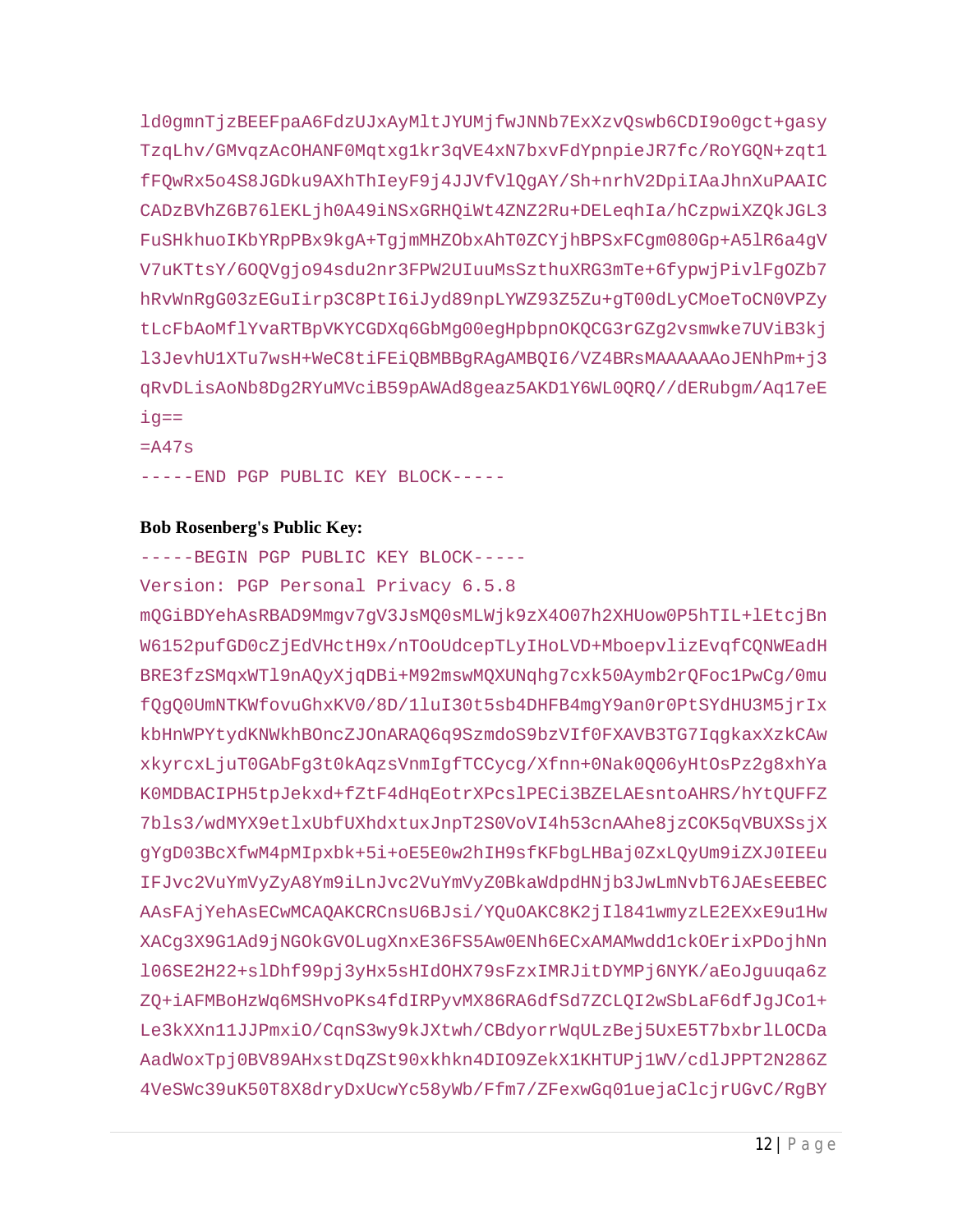```
ld0gmnTjzBEEFpaA6FdzUJxAyMltJYUMjfwJNNb7ExXzvQswb6CDI9o0gct+gasy
TzqLhv/GMvqzAcOHANF0Mqtxg1kr3qVE4xN7bxvFdYpnpieJR7fc/RoYGQN+zqt1
fFQwRx5o4S8JGDku9AXhThIeyF9j4JJVfVlQgAY/Sh+nrhV2DpiIAaJhnXuPAAIC
CADzBVhZ6B76lEKLjh0A49iNSxGRHQiWt4ZNZ2Ru+DELeqhIa/hCzpwiXZQkJGL3
FuSHkhuoIKbYRpPBx9kgA+TgjmMHZObxAhT0ZCYjhBPSxFCgm080Gp+A5lR6a4gV
V7uKTtsY/6OQVgjo94sdu2nr3FPW2UIuuMsSzthuXRG3mTe+6fypwjPivlFgOZb7
hRvWnRgG03zEGuIirp3C8PtI6iJyd89npLYWZ93Z5Zu+gT00dLyCMoeToCN0VPZy
tLcFbAoMflYvaRTBpVKYCGDXq6GbMg00egHpbpnOKQCG3rGZg2vsmwke7UViB3kj
l3JevhU1XTu7wsH+WeC8tiFEiQBMBBgRAgAMBQI6/VZ4BRsMAAAAAAoJENhPm+j3
qRvDLisAoNb8Dg2RYuMVciB59pAWAd8geaz5AKD1Y6WL0QRQ//dERubgm/Aq17eE
ig==
=A47s
-----END PGP PUBLIC KEY BLOCK-----
```

**Bob Rosenberg's Public Key:**

```
-----BEGIN PGP PUBLIC KEY BLOCK-----
Version: PGP Personal Privacy 6.5.8
mQGiBDYehAsRBAD9Mmgv7gV3JsMQ0sMLWjk9zX4O07h2XHUow0P5hTIL+lEtcjBn
W6152pufGD0cZjEdVHctH9x/nTOoUdcepTLyIHoLVD+MboepvlizEvqfCQNWEadH
BRE3fzSMqxWTl9nAQyXjqDBi+M92mswMQXUNqhg7cxk50Aymb2rQFoc1PwCg/0mu
fQgQ0UmNTKWfovuGhxKV0/8D/1luI30t5sb4DHFB4mgY9an0r0PtSYdHU3M5jrIx
kbHnWPYtydKNWkhBOncZJOnARAQ6q9SzmdoS9bzVIf0FXAVB3TG7IqgkaxXzkCAw
xkyrcxLjuT0GAbFg3t0kAqzsVnmIgfTCCycg/Xfnn+0Nak0Q06yHtOsPz2g8xhYa
K0MDBACIPH5tpJekxd+fZtF4dHqEotrXPcslPECi3BZELAEsntoAHRS/hYtQUFFZ
7bls3/wdMYX9etlxUbfUXhdxtuxJnpT2S0VoVI4h53cnAAhe8jzCOK5qVBUXSsjX
gYgD03BcXfwM4pMIpxbk+5i+oE5E0w2hIH9sfKFbgLHBaj0ZxLQyUm9iZXJ0IEEu
IFJvc2VuYmVyZyA8Ym9iLnJvc2VuYmVyZ0BkaWdpdHNjb3JwLmNvbT6JAEsEEBEC
AAsFAjYehAsECwMCAQAKCRCnsU6BJsi/YQuOAKC8K2jIl841wmyzLE2EXxE9u1Hw
XACg3X9G1Ad9jNGOkGVOLugXnxE36FS5Aw0ENh6ECxAMAMwdd1ckOErixPDojhNn
l06SE2H22+slDhf99pj3yHx5sHIdOHX79sFzxIMRJitDYMPj6NYK/aEoJguuqa6z
ZQ+iAFMBoHzWq6MSHvoPKs4fdIRPyvMX86RA6dfSd7ZCLQI2wSbLaF6dfJgJCo1+
Le3kXXn11JJPmxiO/CqnS3wy9kJXtwh/CBdyorrWqULzBej5UxE5T7bxbrlLOCDa
AadWoxTpj0BV89AHxstDqZSt90xkhkn4DIO9ZekX1KHTUPj1WV/cdlJPPT2N286Z
4VeSWc39uK50T8X8dryDxUcwYc58yWb/Ffm7/ZFexwGq01uejaClcjrUGvC/RgBY
```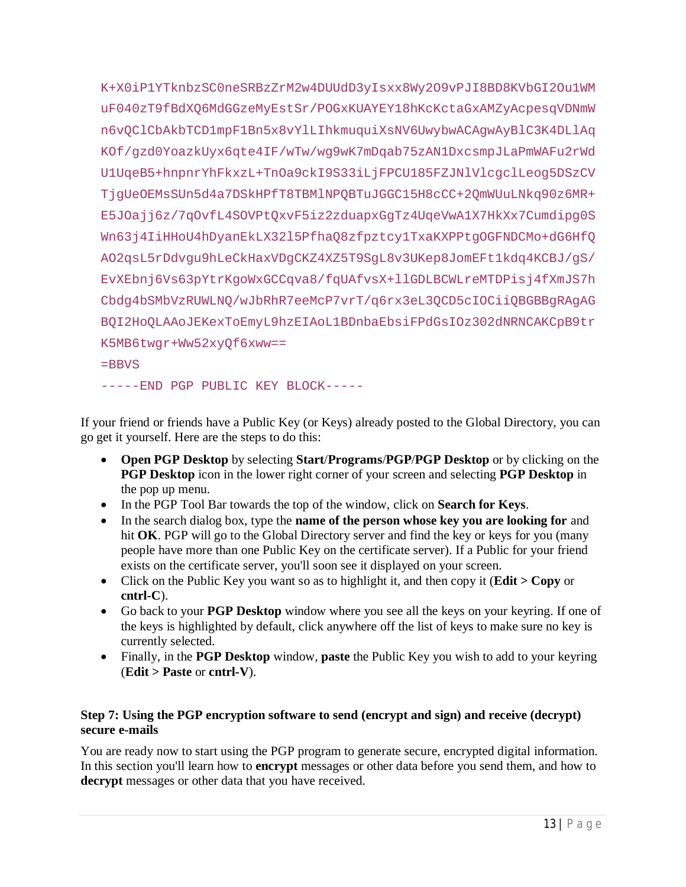```
K+X0iP1YTknbzSC0neSRBzZrM2w4DUUdD3yIsxx8Wy2O9vPJI8BD8KVbGI2Ou1WM
uF040zT9fBdXQ6MdGGzeMyEstSr/POGxKUAYEY18hKcKctaGxAMZyAcpesqVDNmW
n6vQClCbAkbTCD1mpF1Bn5x8vYlLIhkmuquiXsNV6UwybwACAgwAyBlC3K4DLlAq
KOf/gzd0YoazkUyx6qte4IF/wTw/wg9wK7mDqab75zAN1DxcsmpJLaPmWAFu2rWd
U1UqeB5+hnpnrYhFkxzL+TnOa9ckI9S33iLjFPCU185FZJNlVlcgclLeog5DSzCV
TjgUeOEMsSUn5d4a7DSkHPfT8TBMlNPQBTuJGGC15H8cCC+2QmWUuLNkq90z6MR+
E5JOajj6z/7qOvfL4SOVPtQxvF5iz2zduapxGgTz4UqeVwA1X7HkXx7Cumdipg0S
Wn63j4IiHHoU4hDyanEkLX32l5PfhaQ8zfpztcy1TxaKXPPtgOGFNDCMo+dG6HfQ
AO2qsL5rDdvgu9hLeCkHaxVDgCKZ4XZ5T9SgL8v3UKep8JomEFt1kdq4KCBJ/gS/
EvXEbnj6Vs63pYtrKgoWxGCCqva8/fqUAfvsX+llGDLBCWLreMTDPisj4fXmJS7h
Cbdg4bSMbVzRUWLNQ/wJbRhR7eeMcP7vrT/q6rx3eL3QCD5cIOCiiQBGBBgRAgAG
BQI2HoQLAAoJEKexToEmyL9hzEIAoL1BDnbaEbsiFPdGsIOz302dNRNCAKCpB9tr
K5MB6twgr+Ww52xyQf6xww==
=BBVS
-----END PGP PUBLIC KEY BLOCK-----
```

If your friend or friends have a Public Key (or Keys) already posted to the Global Directory, you can go get it yourself. Here are the steps to do this:

- **Open PGP Desktop** by selecting **Start**/**Programs**/**PGP**/**PGP Desktop** or by clicking on the **PGP Desktop** icon in the lower right corner of your screen and selecting **PGP Desktop** in the pop up menu.
- In the PGP Tool Bar towards the top of the window, click on **Search for Keys**.
- In the search dialog box, type the **name of the person whose key you are looking for** and hit **OK**. PGP will go to the Global Directory server and find the key or keys for you (many people have more than one Public Key on the certificate server). If a Public for your friend exists on the certificate server, you'll soon see it displayed on your screen.
- Click on the Public Key you want so as to highlight it, and then copy it (**Edit > Copy** or **cntrl-C**).
- Go back to your **PGP Desktop** window where you see all the keys on your keyring. If one of the keys is highlighted by default, click anywhere off the list of keys to make sure no key is currently selected.
- Finally, in the **PGP Desktop** window, **paste** the Public Key you wish to add to your keyring (**Edit > Paste** or **cntrl-V**).

### Step 7: Using the PGP encryption software to send (encrypt and sign) and receive (decrypt) secure e-mails

You are ready now to start using the PGP program to generate secure, encrypted digital information. In this section you'll learn how to **encrypt** messages or other data before you send them, and how to **decrypt** messages or other data that you have received.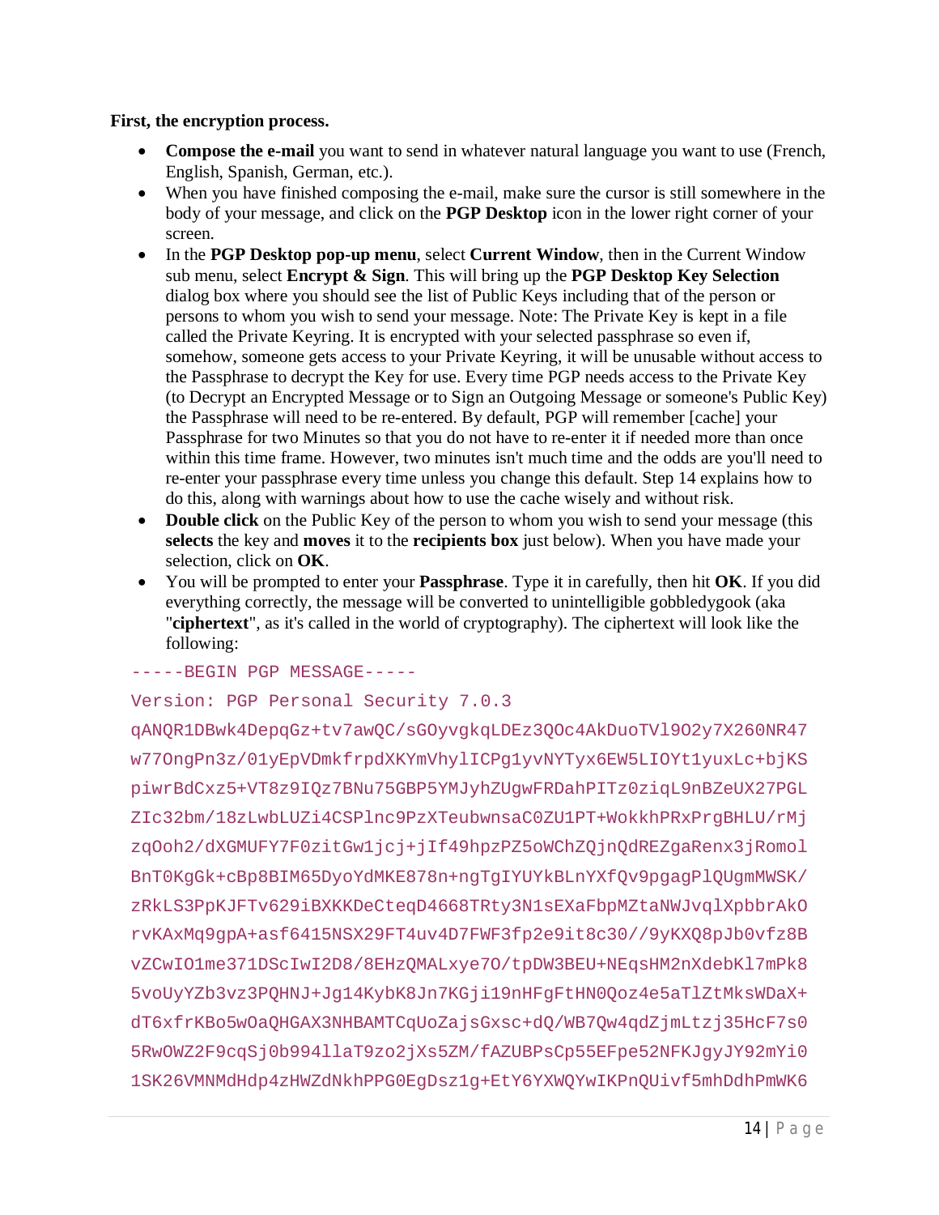**First, the encryption process.**

- **Compose the e-mail** you want to send in whatever natural language you want to use (French, English, Spanish, German, etc.).
- When you have finished composing the e-mail, make sure the cursor is still somewhere in the body of your message, and click on the **PGP Desktop** icon in the lower right corner of your screen.
- In the **PGP Desktop pop-up menu**, select **Current Window**, then in the Current Window sub menu, select **Encrypt & Sign**. This will bring up the **PGP Desktop Key Selection** dialog box where you should see the list of Public Keys including that of the person or persons to whom you wish to send your message. Note: The Private Key is kept in a file called the Private Keyring. It is encrypted with your selected passphrase so even if, somehow, someone gets access to your Private Keyring, it will be unusable without access to the Passphrase to decrypt the Key for use. Every time PGP needs access to the Private Key (to Decrypt an Encrypted Message or to Sign an Outgoing Message or someone's Public Key) the Passphrase will need to be re-entered. By default, PGP will remember [cache] your Passphrase for two Minutes so that you do not have to re-enter it if needed more than once within this time frame. However, two minutes isn't much time and the odds are you'll need to re-enter your passphrase every time unless you change this default. Step 14 explains how to do this, along with warnings about how to use the cache wisely and without risk.
- **Double click** on the Public Key of the person to whom you wish to send your message (this **selects** the key and **moves** it to the **recipients box** just below). When you have made your selection, click on **OK**.
- You will be prompted to enter your **Passphrase**. Type it in carefully, then hit **OK**. If you did everything correctly, the message will be converted to unintelligible gobbledygook (aka "**ciphertext**", as it's called in the world of cryptography). The ciphertext will look like the following:

```
-----BEGIN PGP MESSAGE-----
Version: PGP Personal Security 7.0.3
qANQR1DBwk4DepqGz+tv7awQC/sGOyvgkqLDEz3QOc4AkDuoTVl9O2y7X260NR47
w77OngPn3z/01yEpVDmkfrpdXKYmVhylICPg1yvNYTyx6EW5LIOYt1yuxLc+bjKS
piwrBdCxz5+VT8z9IQz7BNu75GBP5YMJyhZUgwFRDahPITz0ziqL9nBZeUX27PGL
ZIc32bm/18zLwbLUZi4CSPlnc9PzXTeubwnsaC0ZU1PT+WokkhPRxPrgBHLU/rMj
zqOoh2/dXGMUFY7F0zitGw1jcj+jIf49hpzPZ5oWChZQjnQdREZgaRenx3jRomol
BnT0KgGk+cBp8BIM65DyoYdMKE878n+ngTgIYUYkBLnYXfQv9pgagPlQUgmMWSK/
zRkLS3PpKJFTv629iBXKKDeCteqD4668TRty3N1sEXaFbpMZtaNWJvqlXpbbrAkO
rvKAxMq9gpA+asf6415NSX29FT4uv4D7FWF3fp2e9it8c30//9yKXQ8pJb0vfz8B
vZCwIO1me371DScIwI2D8/8EHzQMALxye7O/tpDW3BEU+NEqsHM2nXdebKl7mPk8
5voUyYZb3vz3PQHNJ+Jg14KybK8Jn7KGji19nHFgFtHN0Qoz4e5aTlZtMksWDaX+
dT6xfrKBo5wOaQHGAX3NHBAMTCqUoZajsGxsc+dQ/WB7Qw4qdZjmLtzj35HcF7s0
5RwOWZ2F9cqSj0b994llaT9zo2jXs5ZM/fAZUBPsCp55EFpe52NFKJgyJY92mYi0
1SK26VMNMdHdp4zHWZdNkhPPG0EgDsz1g+EtY6YXWQYwIKPnQUivf5mhDdhPmWK6
```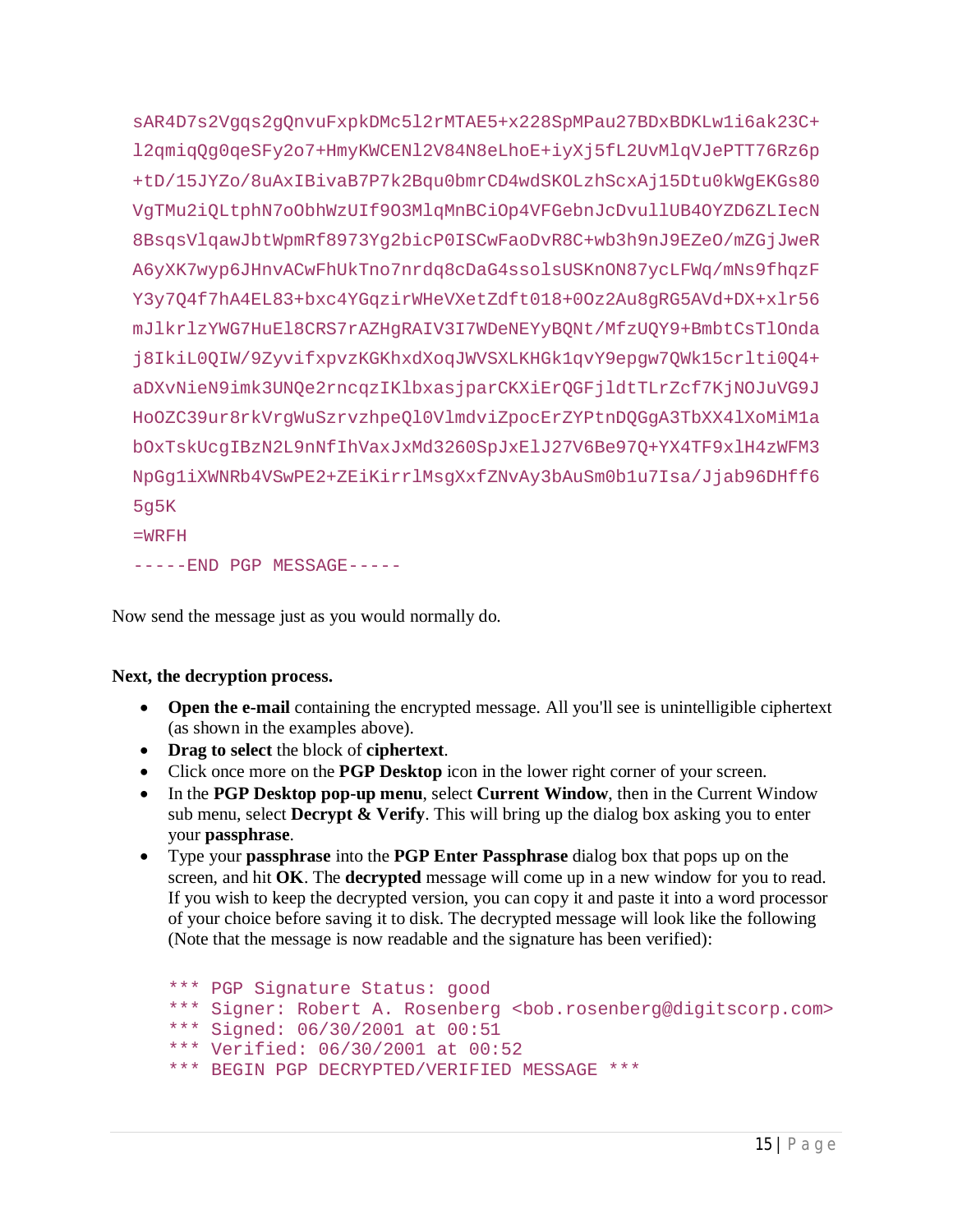```
sAR4D7s2Vgqs2gQnvuFxpkDMc5l2rMTAE5+x228SpMPau27BDxBDKLw1i6ak23C+
l2qmiqQg0qeSFy2o7+HmyKWCENl2V84N8eLhoE+iyXj5fL2UvMlqVJePTT76Rz6p
+tD/15JYZo/8uAxIBivaB7P7k2Bqu0bmrCD4wdSKOLzhScxAj15Dtu0kWgEKGs80
VgTMu2iQLtphN7oObhWzUIf9O3MlqMnBCiOp4VFGebnJcDvullUB4OYZD6ZLIecN
8BsqsVlqawJbtWpmRf8973Yg2bicP0ISCwFaoDvR8C+wb3h9nJ9EZeO/mZGjJweR
A6yXK7wyp6JHnvACwFhUkTno7nrdq8cDaG4ssolsUSKnON87ycLFWq/mNs9fhqzF
Y3y7Q4f7hA4EL83+bxc4YGqzirWHeVXetZdft018+0Oz2Au8gRG5AVd+DX+xlr56
mJlkrlzYWG7HuEl8CRS7rAZHgRAIV3I7WDeNEYyBQNt/MfzUQY9+BmbtCsTlOnda
j8IkiL0QIW/9ZyvifxpvzKGKhxdXoqJWVSXLKHGk1qvY9epgw7QWk15crlti0Q4+
aDXvNieN9imk3UNQe2rncqzIKlbxasjparCKXiErQGFjldtTLrZcf7KjNOJuVG9J
HoOZC39ur8rkVrgWuSzrvzhpeQl0VlmdviZpocErZYPtnDQGgA3TbXX4lXoMiM1a
bOxTskUcgIBzN2L9nNfIhVaxJxMd3260SpJxElJ27V6Be97Q+YX4TF9xlH4zWFM3
NpGg1iXWNRb4VSwPE2+ZEiKirrlMsgXxfZNvAy3bAuSm0b1u7Isa/Jjab96DHff6
5g5K
=WRFH
-----END PGP MESSAGE-----
```

Now send the message just as you would normally do.

**Next, the decryption process.**

- **Open the e-mail** containing the encrypted message. All you'll see is unintelligible ciphertext (as shown in the examples above).
- **Drag to select** the block of **ciphertext**.
- Click once more on the **PGP Desktop** icon in the lower right corner of your screen.
- In the **PGP Desktop pop-up menu**, select **Current Window**, then in the Current Window sub menu, select **Decrypt & Verify**. This will bring up the dialog box asking you to enter your **passphrase**.
- Type your **passphrase** into the **PGP Enter Passphrase** dialog box that pops up on the screen, and hit **OK**. The **decrypted** message will come up in a new window for you to read. If you wish to keep the decrypted version, you can copy it and paste it into a word processor of your choice before saving it to disk. The decrypted message will look like the following (Note that the message is now readable and the signature has been verified):

```
*** PGP Signature Status: good
*** Signer: Robert A. Rosenberg <bob.rosenberg@digitscorp.com>
*** Signed: 06/30/2001 at 00:51
*** Verified: 06/30/2001 at 00:52
*** BEGIN PGP DECRYPTED/VERIFIED MESSAGE ***
```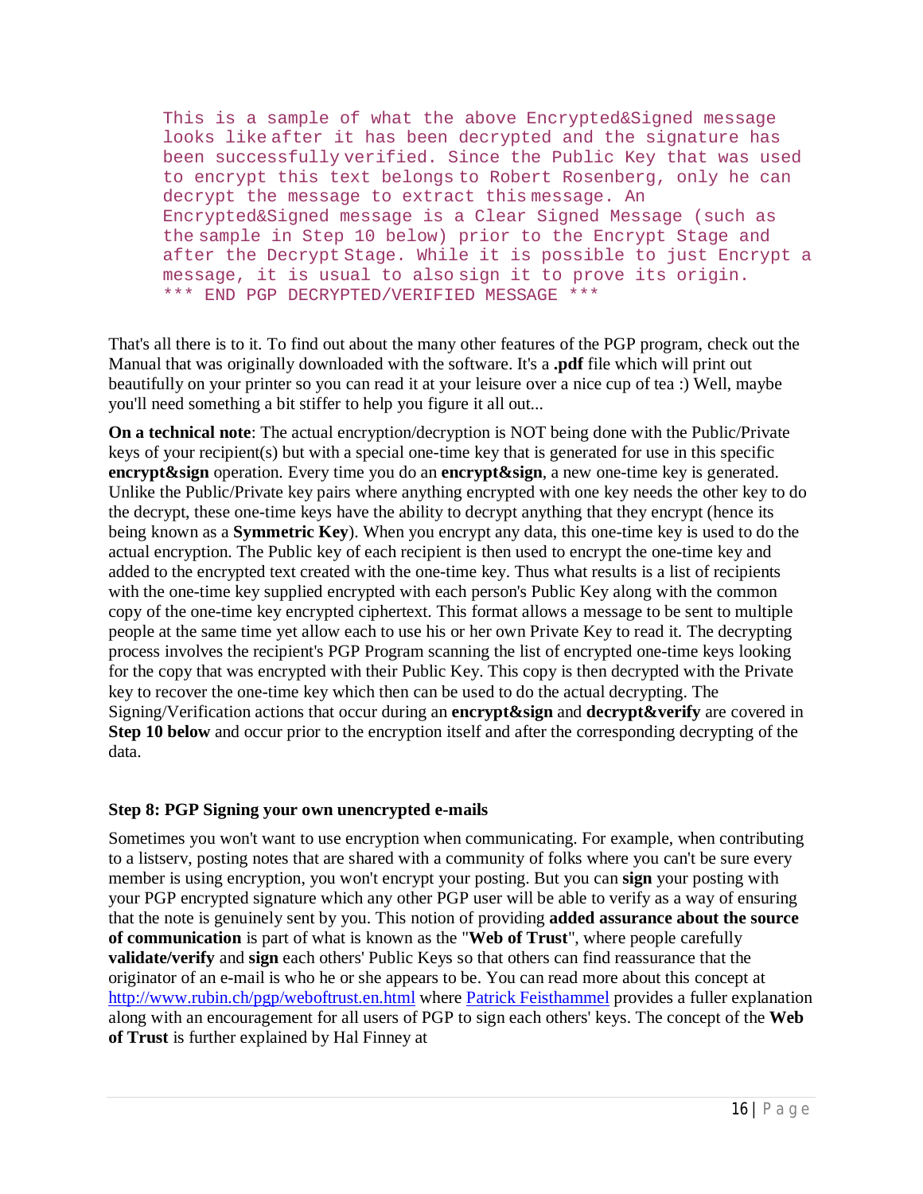```
This is a sample of what the above Encrypted&Signed message
looks like after it has been decrypted and the signature has
been successfully verified. Since the Public Key that was used
to encrypt this text belongs to Robert Rosenberg, only he can
decrypt the message to extract this message. An
Encrypted&Signed message is a Clear Signed Message (such as
the sample in Step 10 below) prior to the Encrypt Stage and
after the Decrypt Stage. While it is possible to just Encrypt a
message, it is usual to also sign it to prove its origin.
*** END PGP DECRYPTED/VERIFIED MESSAGE ***
```

That's all there is to it. To find out about the many other features of the PGP program, check out the Manual that was originally downloaded with the software. It's a **.pdf** file which will print out beautifully on your printer so you can read it at your leisure over a nice cup of tea :) Well, maybe you'll need something a bit stiffer to help you figure it all out...

**On a technical note**: The actual encryption/decryption is NOT being done with the Public/Private keys of your recipient(s) but with a special one-time key that is generated for use in this specific **encrypt&sign** operation. Every time you do an **encrypt&sign**, a new one-time key is generated. Unlike the Public/Private key pairs where anything encrypted with one key needs the other key to do the decrypt, these one-time keys have the ability to decrypt anything that they encrypt (hence its being known as a **Symmetric Key**). When you encrypt any data, this one-time key is used to do the actual encryption. The Public key of each recipient is then used to encrypt the one-time key and added to the encrypted text created with the one-time key. Thus what results is a list of recipients with the one-time key supplied encrypted with each person's Public Key along with the common copy of the one-time key encrypted ciphertext. This format allows a message to be sent to multiple people at the same time yet allow each to use his or her own Private Key to read it. The decrypting process involves the recipient's PGP Program scanning the list of encrypted one-time keys looking for the copy that was encrypted with their Public Key. This copy is then decrypted with the Private key to recover the one-time key which then can be used to do the actual decrypting. The Signing/Verification actions that occur during an **encrypt&sign** and **decrypt&verify** are covered in **Step 10 below** and occur prior to the encryption itself and after the corresponding decrypting of the data.

### Step 8: PGP Signing your own unencrypted e-mails

Sometimes you won't want to use encryption when communicating. For example, when contributing to a listserv, posting notes that are shared with a community of folks where you can't be sure every member is using encryption, you won't encrypt your posting. But you can **sign** your posting with your PGP encrypted signature which any other PGP user will be able to verify as a way of ensuring that the note is genuinely sent by you. This notion of providing **added assurance about the source of communication** is part of what is known as the "**Web of Trust**", where people carefully **validate/verify** and **sign** each others' Public Keys so that others can find reassurance that the originator of an e-mail is who he or she appears to be. You can read more about this concept at http://www.rubin.ch/pgp/weboftrust.en.html where Patrick Feisthammel provides a fuller explanation along with an encouragement for all users of PGP to sign each others' keys. The concept of the **Web of Trust** is further explained by Hal Finney at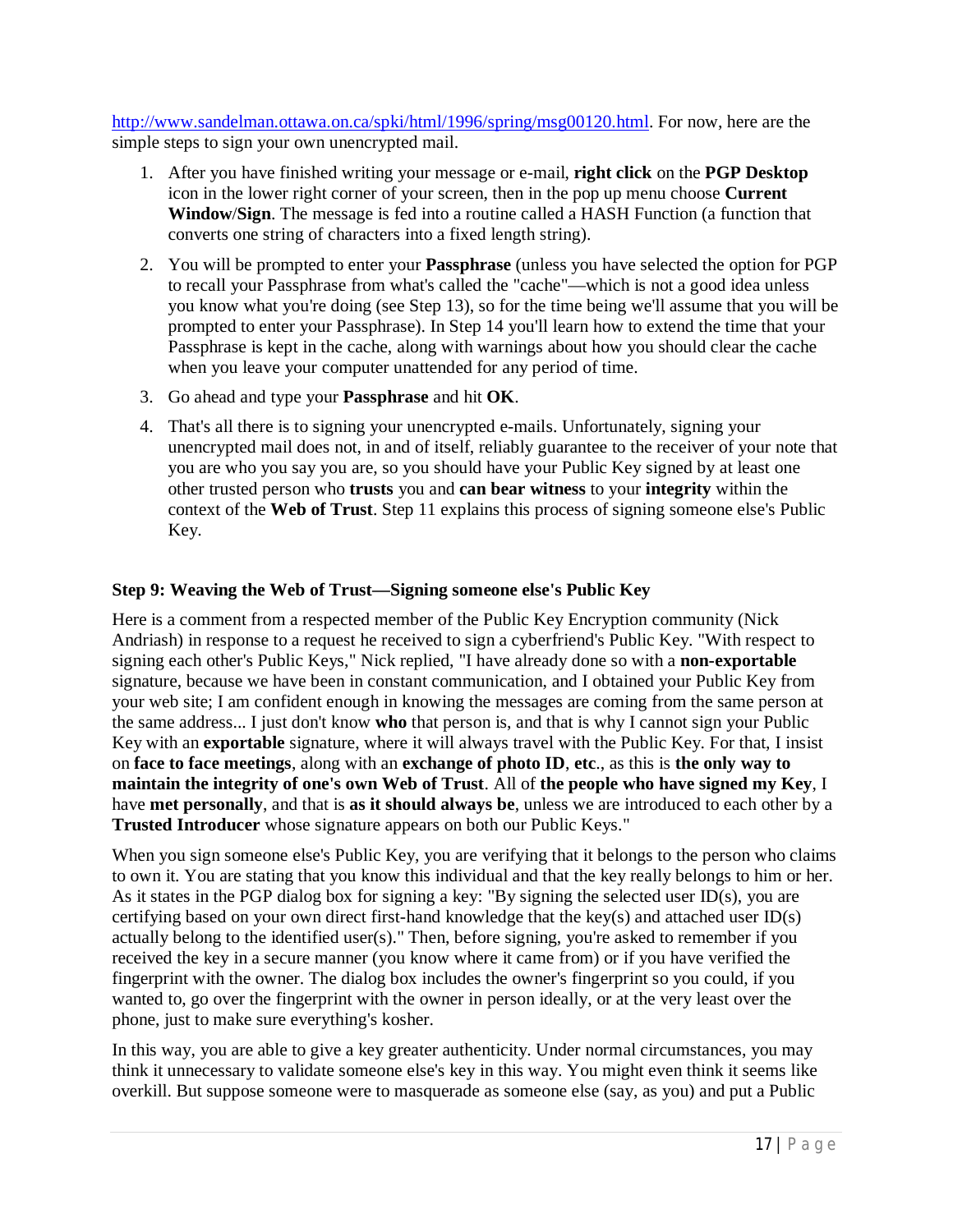[http://www.sandelman.ottawa.on.ca/spki/html/1996/spring/msg00120.html](http://www.sandelman.ottawa.on.ca/spki/html/1996/spring/msg00120.html). For now, here are the simple steps to sign your own unencrypted mail.

1. After you have finished writing your message or e-mail, **right click** on the **PGP Desktop** icon in the lower right corner of your screen, then in the pop up menu choose **Current Window/Sign**. The message is fed into a routine called a HASH Function (a function that converts one string of characters into a fixed length string).
2. You will be prompted to enter your **Passphrase** (unless you have selected the option for PGP to recall your Passphrase from what's called the "cache"—which is not a good idea unless you know what you're doing (see Step 13), so for the time being we'll assume that you will be prompted to enter your Passphrase). In Step 14 you'll learn how to extend the time that your Passphrase is kept in the cache, along with warnings about how you should clear the cache when you leave your computer unattended for any period of time.
3. Go ahead and type your **Passphrase** and hit **OK**.
4. That's all there is to signing your unencrypted e-mails. Unfortunately, signing your unencrypted mail does not, in and of itself, reliably guarantee to the receiver of your note that you are who you say you are, so you should have your Public Key signed by at least one other trusted person who **trusts** you and **can bear witness** to your **integrity** within the context of the **Web of Trust**. Step 11 explains this process of signing someone else's Public Key.

### Step 9: Weaving the Web of Trust—Signing someone else's Public Key

Here is a comment from a respected member of the Public Key Encryption community (Nick Andriash) in response to a request he received to sign a cyberfriend's Public Key. "With respect to signing each other's Public Keys," Nick replied, "I have already done so with a **non-exportable** signature, because we have been in constant communication, and I obtained your Public Key from your web site; I am confident enough in knowing the messages are coming from the same person at the same address... I just don't know **who** that person is, and that is why I cannot sign your Public Key with an **exportable** signature, where it will always travel with the Public Key. For that, I insist on **face to face meetings**, along with an **exchange of photo ID**, **etc**., as this is **the only way to maintain the integrity of one's own Web of Trust**. All of **the people who have signed my Key**, I have **met personally**, and that is **as it should always be**, unless we are introduced to each other by a **Trusted Introducer** whose signature appears on both our Public Keys."

When you sign someone else's Public Key, you are verifying that it belongs to the person who claims to own it. You are stating that you know this individual and that the key really belongs to him or her. As it states in the PGP dialog box for signing a key: "By signing the selected user ID(s), you are certifying based on your own direct first-hand knowledge that the key(s) and attached user ID(s) actually belong to the identified user(s)." Then, before signing, you're asked to remember if you received the key in a secure manner (you know where it came from) or if you have verified the fingerprint with the owner. The dialog box includes the owner's fingerprint so you could, if you wanted to, go over the fingerprint with the owner in person ideally, or at the very least over the phone, just to make sure everything's kosher.

In this way, you are able to give a key greater authenticity. Under normal circumstances, you may think it unnecessary to validate someone else's key in this way. You might even think it seems like overkill. But suppose someone were to masquerade as someone else (say, as you) and put a Public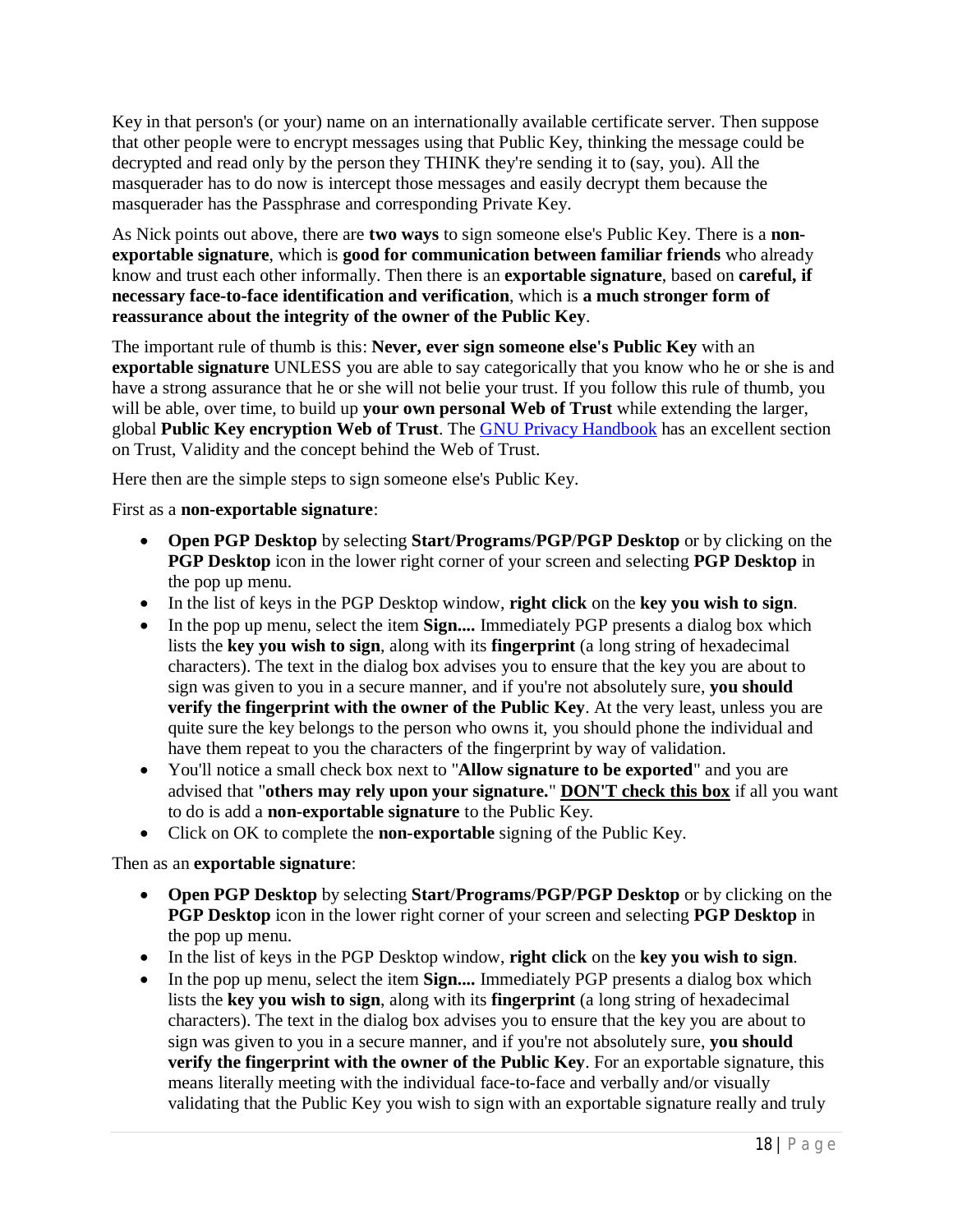Key in that person's (or your) name on an internationally available certificate server. Then suppose that other people were to encrypt messages using that Public Key, thinking the message could be decrypted and read only by the person they THINK they're sending it to (say, you). All the masquerader has to do now is intercept those messages and easily decrypt them because the masquerader has the Passphrase and corresponding Private Key.

As Nick points out above, there are **two ways** to sign someone else's Public Key. There is a **non-exportable signature**, which is **good for communication between familiar friends** who already know and trust each other informally. Then there is an **exportable signature**, based on **careful, if necessary face-to-face identification and verification**, which is **a much stronger form of reassurance about the integrity of the owner of the Public Key**.

The important rule of thumb is this: **Never, ever sign someone else's Public Key** with an **exportable signature** UNLESS you are able to say categorically that you know who he or she is and have a strong assurance that he or she will not belie your trust. If you follow this rule of thumb, you will be able, over time, to build up **your own personal Web of Trust** while extending the larger, global **Public Key encryption Web of Trust**. The GNU Privacy Handbook has an excellent section on Trust, Validity and the concept behind the Web of Trust.

Here then are the simple steps to sign someone else's Public Key.

First as a **non-exportable signature**:

- **Open PGP Desktop** by selecting **Start**/**Programs**/**PGP**/**PGP Desktop** or by clicking on the **PGP Desktop** icon in the lower right corner of your screen and selecting **PGP Desktop** in the pop up menu.
- In the list of keys in the PGP Desktop window, **right click** on the **key you wish to sign**.
- In the pop up menu, select the item **Sign....** Immediately PGP presents a dialog box which lists the **key you wish to sign**, along with its **fingerprint** (a long string of hexadecimal characters). The text in the dialog box advises you to ensure that the key you are about to sign was given to you in a secure manner, and if you're not absolutely sure, **you should verify the fingerprint with the owner of the Public Key**. At the very least, unless you are quite sure the key belongs to the person who owns it, you should phone the individual and have them repeat to you the characters of the fingerprint by way of validation.
- You'll notice a small check box next to "**Allow signature to be exported**" and you are advised that "**others may rely upon your signature.**" **<u>DON'T check this box</u>** if all you want to do is add a **non-exportable signature** to the Public Key.
- Click on OK to complete the **non-exportable** signing of the Public Key.

Then as an **exportable signature**:

- **Open PGP Desktop** by selecting **Start**/**Programs**/**PGP**/**PGP Desktop** or by clicking on the **PGP Desktop** icon in the lower right corner of your screen and selecting **PGP Desktop** in the pop up menu.
- In the list of keys in the PGP Desktop window, **right click** on the **key you wish to sign**.
- In the pop up menu, select the item **Sign....** Immediately PGP presents a dialog box which lists the **key you wish to sign**, along with its **fingerprint** (a long string of hexadecimal characters). The text in the dialog box advises you to ensure that the key you are about to sign was given to you in a secure manner, and if you're not absolutely sure, **you should verify the fingerprint with the owner of the Public Key**. For an exportable signature, this means literally meeting with the individual face-to-face and verbally and/or visually validating that the Public Key you wish to sign with an exportable signature really and truly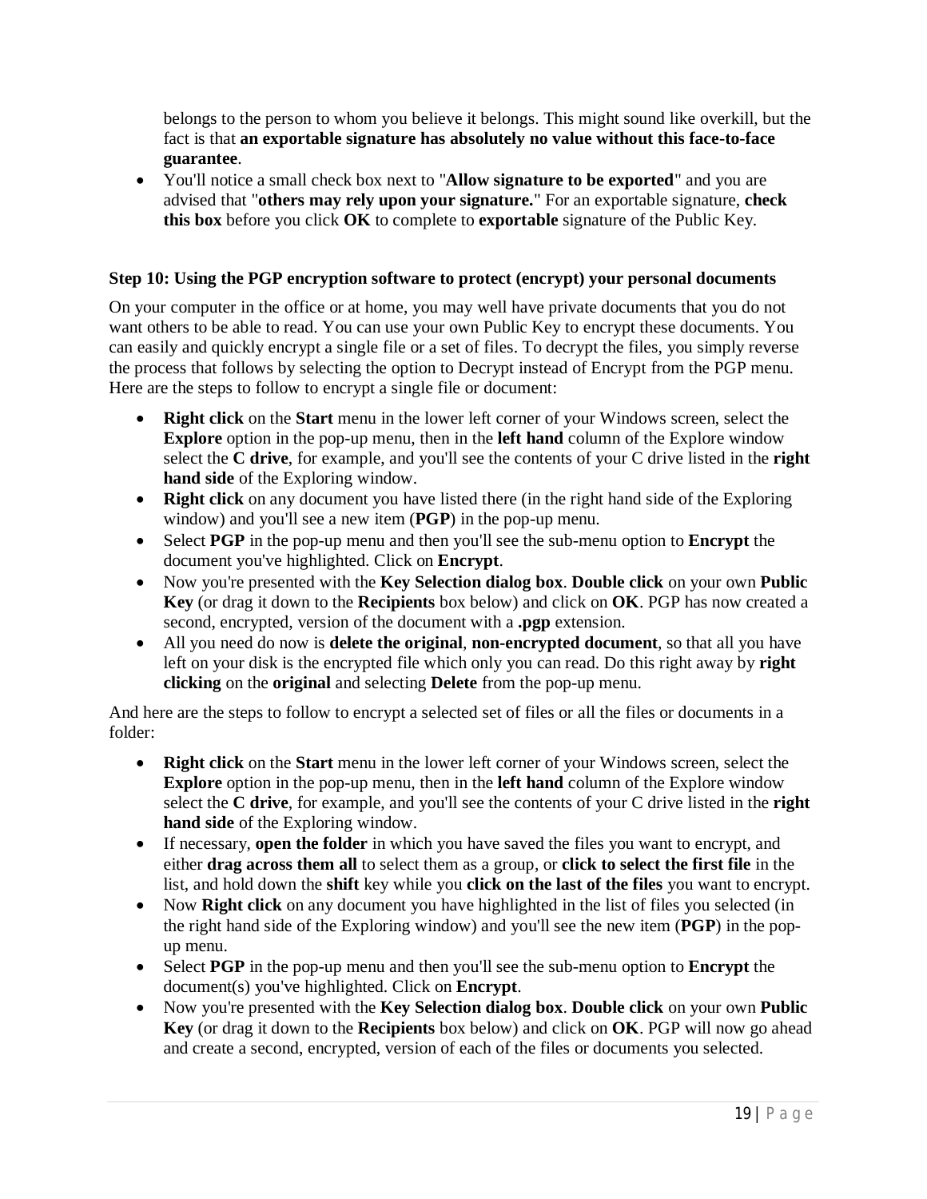belongs to the person to whom you believe it belongs. This might sound like overkill, but the fact is that **an exportable signature has absolutely no value without this face-to-face guarantee**.

- You'll notice a small check box next to "**Allow signature to be exported**" and you are advised that "**others may rely upon your signature.**" For an exportable signature, **check this box** before you click **OK** to complete to **exportable** signature of the Public Key.

**Step 10: Using the PGP encryption software to protect (encrypt) your personal documents**

On your computer in the office or at home, you may well have private documents that you do not want others to be able to read. You can use your own Public Key to encrypt these documents. You can easily and quickly encrypt a single file or a set of files. To decrypt the files, you simply reverse the process that follows by selecting the option to Decrypt instead of Encrypt from the PGP menu. Here are the steps to follow to encrypt a single file or document:

- **Right click** on the **Start** menu in the lower left corner of your Windows screen, select the **Explore** option in the pop-up menu, then in the **left hand** column of the Explore window select the **C drive**, for example, and you'll see the contents of your C drive listed in the **right hand side** of the Exploring window.
- **Right click** on any document you have listed there (in the right hand side of the Exploring window) and you'll see a new item (**PGP**) in the pop-up menu.
- Select **PGP** in the pop-up menu and then you'll see the sub-menu option to **Encrypt** the document you've highlighted. Click on **Encrypt**.
- Now you're presented with the **Key Selection dialog box**. **Double click** on your own **Public Key** (or drag it down to the **Recipients** box below) and click on **OK**. PGP has now created a second, encrypted, version of the document with a **.pgp** extension.
- All you need do now is **delete the original**, **non-encrypted document**, so that all you have left on your disk is the encrypted file which only you can read. Do this right away by **right clicking** on the **original** and selecting **Delete** from the pop-up menu.

And here are the steps to follow to encrypt a selected set of files or all the files or documents in a folder:

- **Right click** on the **Start** menu in the lower left corner of your Windows screen, select the **Explore** option in the pop-up menu, then in the **left hand** column of the Explore window select the **C drive**, for example, and you'll see the contents of your C drive listed in the **right hand side** of the Exploring window.
- If necessary, **open the folder** in which you have saved the files you want to encrypt, and either **drag across them all** to select them as a group, or **click to select the first file** in the list, and hold down the **shift** key while you **click on the last of the files** you want to encrypt.
- Now **Right click** on any document you have highlighted in the list of files you selected (in the right hand side of the Exploring window) and you'll see the new item (**PGP**) in the pop-up menu.
- Select **PGP** in the pop-up menu and then you'll see the sub-menu option to **Encrypt** the document(s) you've highlighted. Click on **Encrypt**.
- Now you're presented with the **Key Selection dialog box**. **Double click** on your own **Public Key** (or drag it down to the **Recipients** box below) and click on **OK**. PGP will now go ahead and create a second, encrypted, version of each of the files or documents you selected.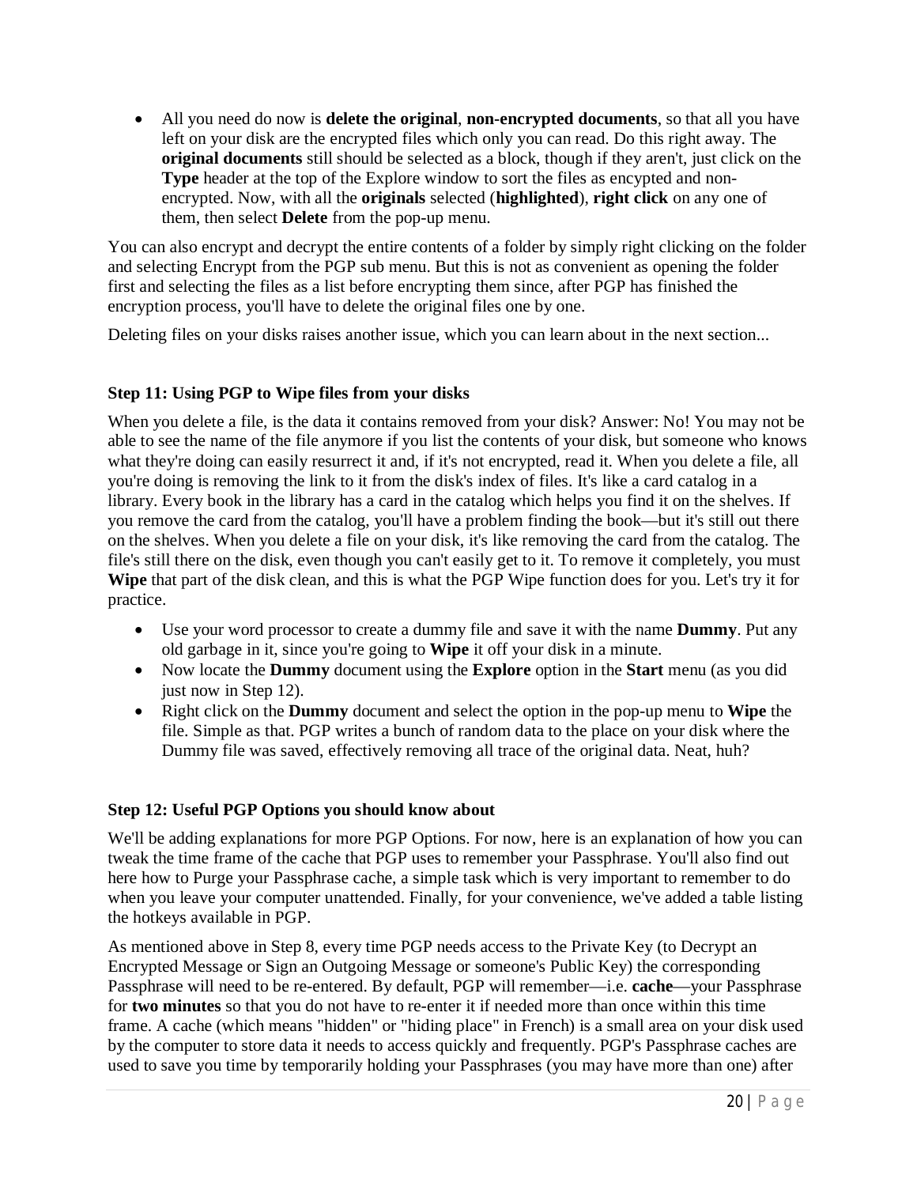- All you need do now is **delete the original**, **non-encrypted documents**, so that all you have left on your disk are the encrypted files which only you can read. Do this right away. The **original documents** still should be selected as a block, though if they aren't, just click on the **Type** header at the top of the Explore window to sort the files as encypted and non-encrypted. Now, with all the **originals** selected (**highlighted**), **right click** on any one of them, then select **Delete** from the pop-up menu.

You can also encrypt and decrypt the entire contents of a folder by simply right clicking on the folder and selecting Encrypt from the PGP sub menu. But this is not as convenient as opening the folder first and selecting the files as a list before encrypting them since, after PGP has finished the encryption process, you'll have to delete the original files one by one.

Deleting files on your disks raises another issue, which you can learn about in the next section...

### Step 11: Using PGP to Wipe files from your disks

When you delete a file, is the data it contains removed from your disk? Answer: No! You may not be able to see the name of the file anymore if you list the contents of your disk, but someone who knows what they're doing can easily resurrect it and, if it's not encrypted, read it. When you delete a file, all you're doing is removing the link to it from the disk's index of files. It's like a card catalog in a library. Every book in the library has a card in the catalog which helps you find it on the shelves. If you remove the card from the catalog, you'll have a problem finding the book—but it's still out there on the shelves. When you delete a file on your disk, it's like removing the card from the catalog. The file's still there on the disk, even though you can't easily get to it. To remove it completely, you must **Wipe** that part of the disk clean, and this is what the PGP Wipe function does for you. Let's try it for practice.

- Use your word processor to create a dummy file and save it with the name **Dummy**. Put any old garbage in it, since you're going to **Wipe** it off your disk in a minute.
- Now locate the **Dummy** document using the **Explore** option in the **Start** menu (as you did just now in Step 12).
- Right click on the **Dummy** document and select the option in the pop-up menu to **Wipe** the file. Simple as that. PGP writes a bunch of random data to the place on your disk where the Dummy file was saved, effectively removing all trace of the original data. Neat, huh?

### Step 12: Useful PGP Options you should know about

We'll be adding explanations for more PGP Options. For now, here is an explanation of how you can tweak the time frame of the cache that PGP uses to remember your Passphrase. You'll also find out here how to Purge your Passphrase cache, a simple task which is very important to remember to do when you leave your computer unattended. Finally, for your convenience, we've added a table listing the hotkeys available in PGP.

As mentioned above in Step 8, every time PGP needs access to the Private Key (to Decrypt an Encrypted Message or Sign an Outgoing Message or someone's Public Key) the corresponding Passphrase will need to be re-entered. By default, PGP will remember—i.e. **cache**—your Passphrase for **two minutes** so that you do not have to re-enter it if needed more than once within this time frame. A cache (which means "hidden" or "hiding place" in French) is a small area on your disk used by the computer to store data it needs to access quickly and frequently. PGP's Passphrase caches are used to save you time by temporarily holding your Passphrases (you may have more than one) after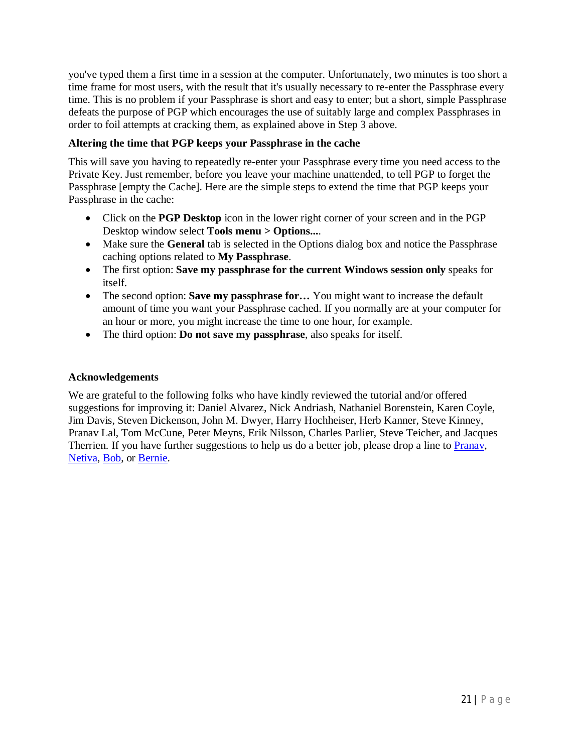you've typed them a first time in a session at the computer. Unfortunately, two minutes is too short a time frame for most users, with the result that it's usually necessary to re-enter the Passphrase every time. This is no problem if your Passphrase is short and easy to enter; but a short, simple Passphrase defeats the purpose of PGP which encourages the use of suitably large and complex Passphrases in order to foil attempts at cracking them, as explained above in Step 3 above.

**Altering the time that PGP keeps your Passphrase in the cache**

This will save you having to repeatedly re-enter your Passphrase every time you need access to the Private Key. Just remember, before you leave your machine unattended, to tell PGP to forget the Passphrase [empty the Cache]. Here are the simple steps to extend the time that PGP keeps your Passphrase in the cache:

- Click on the **PGP Desktop** icon in the lower right corner of your screen and in the PGP Desktop window select **Tools menu > Options...**.
- Make sure the **General** tab is selected in the Options dialog box and notice the Passphrase caching options related to **My Passphrase**.
- The first option: **Save my passphrase for the current Windows session only** speaks for itself.
- The second option: **Save my passphrase for…** You might want to increase the default amount of time you want your Passphrase cached. If you normally are at your computer for an hour or more, you might increase the time to one hour, for example.
- The third option: **Do not save my passphrase**, also speaks for itself.

**Acknowledgements**

We are grateful to the following folks who have kindly reviewed the tutorial and/or offered suggestions for improving it: Daniel Alvarez, Nick Andriash, Nathaniel Borenstein, Karen Coyle, Jim Davis, Steven Dickenson, John M. Dwyer, Harry Hochheiser, Herb Kanner, Steve Kinney, Pranav Lal, Tom McCune, Peter Meyns, Erik Nilsson, Charles Parlier, Steve Teicher, and Jacques Therrien. If you have further suggestions to help us do a better job, please drop a line to Pranav, Netiva, Bob, or Bernie.